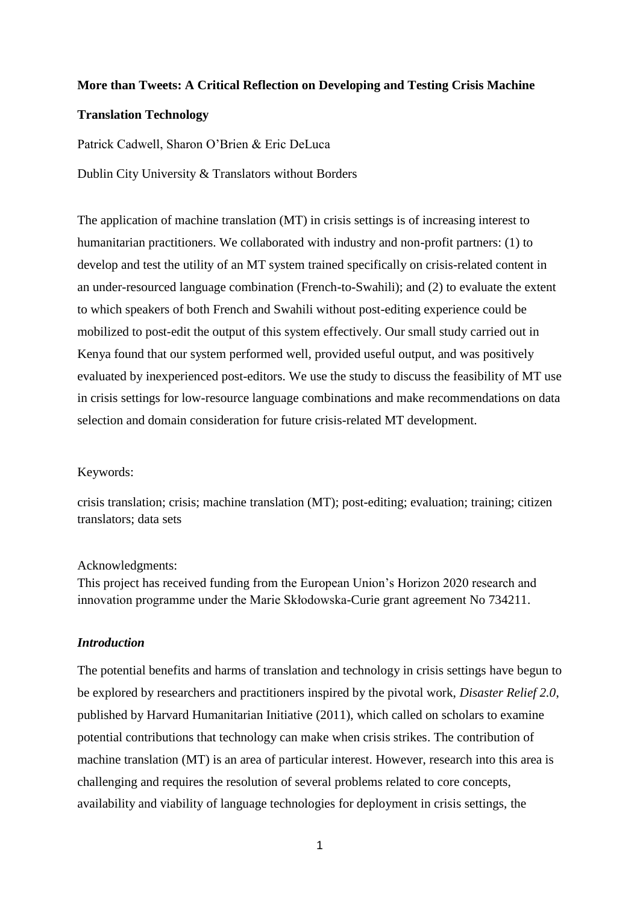# More than Tweets: A Critical Reflection on Developing and Testing Crisis Machine Translation Technology

Patrick Cadwell, Sharon O'Brien & Eric DeLuca

Dublin City University & Translators without Borders

The application of machine translation (MT) in crisis settings is of increasing interest to humanitarian practitioners. We collaborated with industry and non-profit partners: (1) to develop and test the utility of an MT system trained specifically on crisis-related content in an under-resourced language combination (French-to-Swahili); and (2) to evaluate the extent to which speakers of both French and Swahili without post-editing experience could be mobilized to post-edit the output of this system effectively. Our small study carried out in Kenya found that our system performed well, provided useful output, and was positively evaluated by inexperienced post-editors. We use the study to discuss the feasibility of MT use in crisis settings for low-resource language combinations and make recommendations on data selection and domain consideration for future crisis-related MT development.

Keywords:

crisis translation; crisis; machine translation (MT); post-editing; evaluation; training; citizen translators; data sets

Acknowledgments:
This project has received funding from the European Union's Horizon 2020 research and innovation programme under the Marie Skłodowska-Curie grant agreement No 734211.

## *Introduction*

The potential benefits and harms of translation and technology in crisis settings have begun to be explored by researchers and practitioners inspired by the pivotal work, *Disaster Relief 2.0*, published by Harvard Humanitarian Initiative (2011), which called on scholars to examine potential contributions that technology can make when crisis strikes. The contribution of machine translation (MT) is an area of particular interest. However, research into this area is challenging and requires the resolution of several problems related to core concepts, availability and viability of language technologies for deployment in crisis settings, the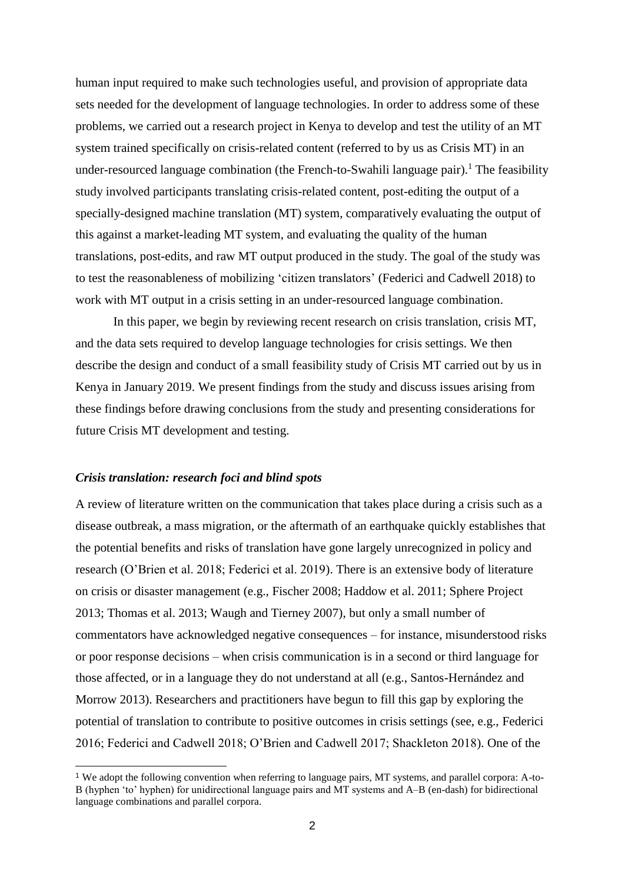human input required to make such technologies useful, and provision of appropriate data sets needed for the development of language technologies. In order to address some of these problems, we carried out a research project in Kenya to develop and test the utility of an MT system trained specifically on crisis-related content (referred to by us as Crisis MT) in an under-resourced language combination (the French-to-Swahili language pair).[1] The feasibility study involved participants translating crisis-related content, post-editing the output of a specially-designed machine translation (MT) system, comparatively evaluating the output of this against a market-leading MT system, and evaluating the quality of the human translations, post-edits, and raw MT output produced in the study. The goal of the study was to test the reasonableness of mobilizing 'citizen translators' (Federici and Cadwell 2018) to work with MT output in a crisis setting in an under-resourced language combination.

In this paper, we begin by reviewing recent research on crisis translation, crisis MT, and the data sets required to develop language technologies for crisis settings. We then describe the design and conduct of a small feasibility study of Crisis MT carried out by us in Kenya in January 2019. We present findings from the study and discuss issues arising from these findings before drawing conclusions from the study and presenting considerations for future Crisis MT development and testing.

### *Crisis translation: research foci and blind spots*

A review of literature written on the communication that takes place during a crisis such as a disease outbreak, a mass migration, or the aftermath of an earthquake quickly establishes that the potential benefits and risks of translation have gone largely unrecognized in policy and research (O'Brien et al. 2018; Federici et al. 2019). There is an extensive body of literature on crisis or disaster management (e.g., Fischer 2008; Haddow et al. 2011; Sphere Project 2013; Thomas et al. 2013; Waugh and Tierney 2007), but only a small number of commentators have acknowledged negative consequences – for instance, misunderstood risks or poor response decisions – when crisis communication is in a second or third language for those affected, or in a language they do not understand at all (e.g., Santos-Hernández and Morrow 2013). Researchers and practitioners have begun to fill this gap by exploring the potential of translation to contribute to positive outcomes in crisis settings (see, e.g., Federici 2016; Federici and Cadwell 2018; O'Brien and Cadwell 2017; Shackleton 2018). One of the

[1] We adopt the following convention when referring to language pairs, MT systems, and parallel corpora: A-to-B (hyphen 'to' hyphen) for unidirectional language pairs and MT systems and A–B (en-dash) for bidirectional language combinations and parallel corpora.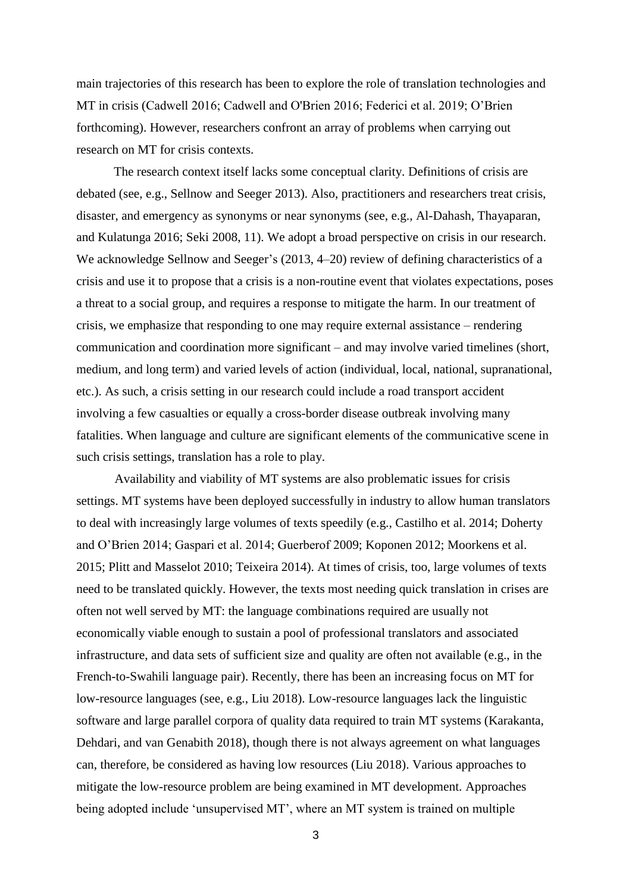main trajectories of this research has been to explore the role of translation technologies and MT in crisis (Cadwell 2016; Cadwell and O'Brien 2016; Federici et al. 2019; O'Brien forthcoming). However, researchers confront an array of problems when carrying out research on MT for crisis contexts.

The research context itself lacks some conceptual clarity. Definitions of crisis are debated (see, e.g., Sellnow and Seeger 2013). Also, practitioners and researchers treat crisis, disaster, and emergency as synonyms or near synonyms (see, e.g., Al-Dahash, Thayaparan, and Kulatunga 2016; Seki 2008, 11). We adopt a broad perspective on crisis in our research. We acknowledge Sellnow and Seeger's (2013, 4–20) review of defining characteristics of a crisis and use it to propose that a crisis is a non-routine event that violates expectations, poses a threat to a social group, and requires a response to mitigate the harm. In our treatment of crisis, we emphasize that responding to one may require external assistance – rendering communication and coordination more significant – and may involve varied timelines (short, medium, and long term) and varied levels of action (individual, local, national, supranational, etc.). As such, a crisis setting in our research could include a road transport accident involving a few casualties or equally a cross-border disease outbreak involving many fatalities. When language and culture are significant elements of the communicative scene in such crisis settings, translation has a role to play.

Availability and viability of MT systems are also problematic issues for crisis settings. MT systems have been deployed successfully in industry to allow human translators to deal with increasingly large volumes of texts speedily (e.g., Castilho et al. 2014; Doherty and O'Brien 2014; Gaspari et al. 2014; Guerberof 2009; Koponen 2012; Moorkens et al. 2015; Plitt and Masselot 2010; Teixeira 2014). At times of crisis, too, large volumes of texts need to be translated quickly. However, the texts most needing quick translation in crises are often not well served by MT: the language combinations required are usually not economically viable enough to sustain a pool of professional translators and associated infrastructure, and data sets of sufficient size and quality are often not available (e.g., in the French-to-Swahili language pair). Recently, there has been an increasing focus on MT for low-resource languages (see, e.g., Liu 2018). Low-resource languages lack the linguistic software and large parallel corpora of quality data required to train MT systems (Karakanta, Dehdari, and van Genabith 2018), though there is not always agreement on what languages can, therefore, be considered as having low resources (Liu 2018). Various approaches to mitigate the low-resource problem are being examined in MT development. Approaches being adopted include 'unsupervised MT', where an MT system is trained on multiple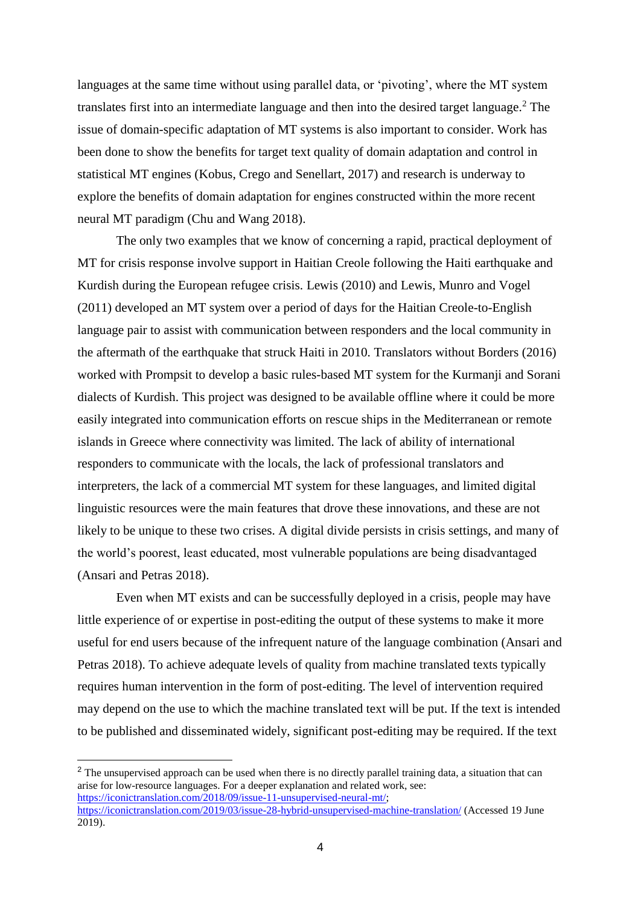languages at the same time without using parallel data, or 'pivoting', where the MT system translates first into an intermediate language and then into the desired target language.[2] The issue of domain-specific adaptation of MT systems is also important to consider. Work has been done to show the benefits for target text quality of domain adaptation and control in statistical MT engines (Kobus, Crego and Senellart, 2017) and research is underway to explore the benefits of domain adaptation for engines constructed within the more recent neural MT paradigm (Chu and Wang 2018).

The only two examples that we know of concerning a rapid, practical deployment of MT for crisis response involve support in Haitian Creole following the Haiti earthquake and Kurdish during the European refugee crisis. Lewis (2010) and Lewis, Munro and Vogel (2011) developed an MT system over a period of days for the Haitian Creole-to-English language pair to assist with communication between responders and the local community in the aftermath of the earthquake that struck Haiti in 2010. Translators without Borders (2016) worked with Prompsit to develop a basic rules-based MT system for the Kurmanji and Sorani dialects of Kurdish. This project was designed to be available offline where it could be more easily integrated into communication efforts on rescue ships in the Mediterranean or remote islands in Greece where connectivity was limited. The lack of ability of international responders to communicate with the locals, the lack of professional translators and interpreters, the lack of a commercial MT system for these languages, and limited digital linguistic resources were the main features that drove these innovations, and these are not likely to be unique to these two crises. A digital divide persists in crisis settings, and many of the world's poorest, least educated, most vulnerable populations are being disadvantaged (Ansari and Petras 2018).

Even when MT exists and can be successfully deployed in a crisis, people may have little experience of or expertise in post-editing the output of these systems to make it more useful for end users because of the infrequent nature of the language combination (Ansari and Petras 2018). To achieve adequate levels of quality from machine translated texts typically requires human intervention in the form of post-editing. The level of intervention required may depend on the use to which the machine translated text will be put. If the text is intended to be published and disseminated widely, significant post-editing may be required. If the text

---

[2] The unsupervised approach can be used when there is no directly parallel training data, a situation that can arise for low-resource languages. For a deeper explanation and related work, see: https://iconictranslation.com/2018/09/issue-11-unsupervised-neural-mt/; https://iconictranslation.com/2019/03/issue-28-hybrid-unsupervised-machine-translation/ (Accessed 19 June 2019).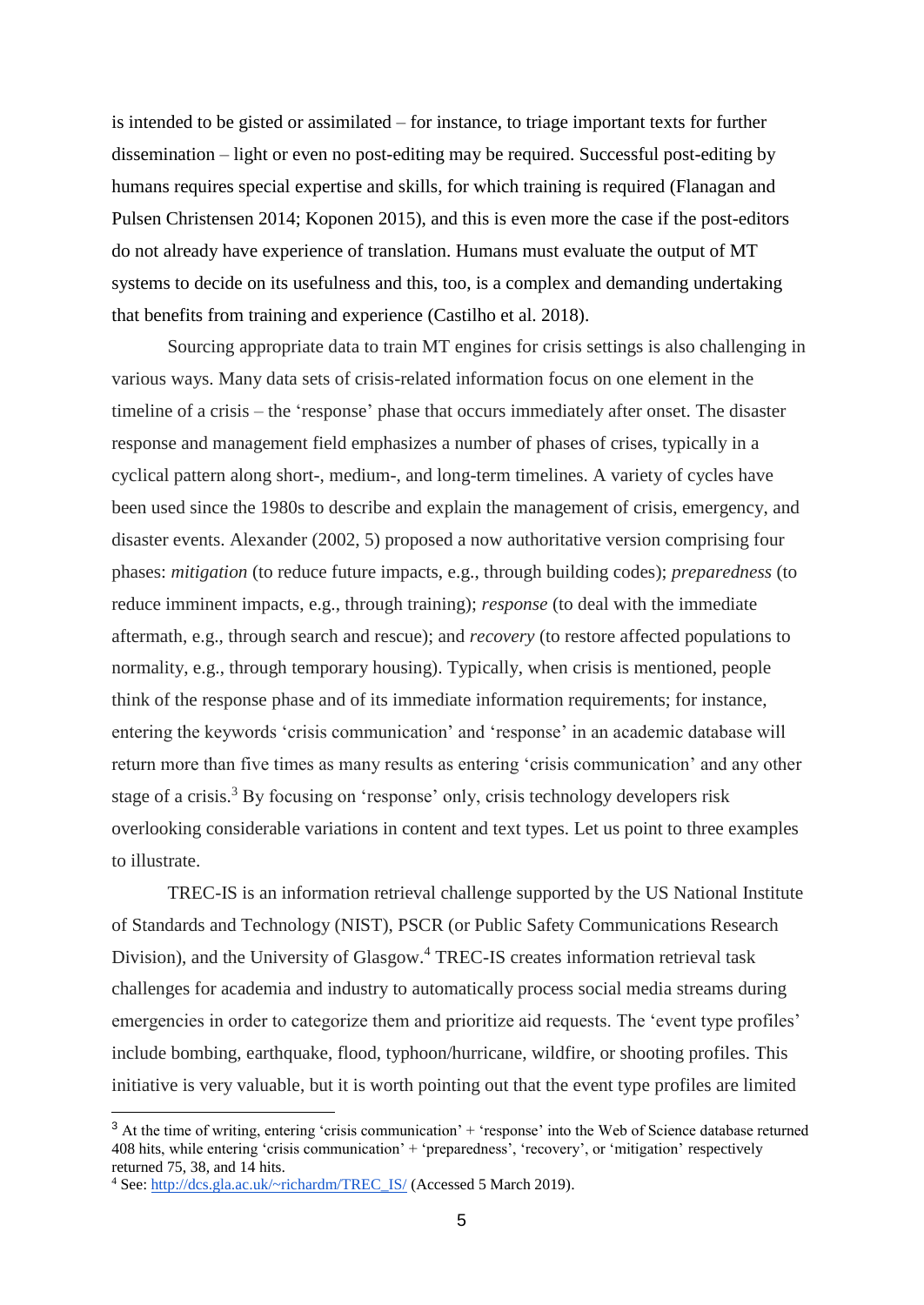is intended to be gisted or assimilated – for instance, to triage important texts for further dissemination – light or even no post-editing may be required. Successful post-editing by humans requires special expertise and skills, for which training is required (Flanagan and Pulsen Christensen 2014; Koponen 2015), and this is even more the case if the post-editors do not already have experience of translation. Humans must evaluate the output of MT systems to decide on its usefulness and this, too, is a complex and demanding undertaking that benefits from training and experience (Castilho et al. 2018).

Sourcing appropriate data to train MT engines for crisis settings is also challenging in various ways. Many data sets of crisis-related information focus on one element in the timeline of a crisis – the 'response' phase that occurs immediately after onset. The disaster response and management field emphasizes a number of phases of crises, typically in a cyclical pattern along short-, medium-, and long-term timelines. A variety of cycles have been used since the 1980s to describe and explain the management of crisis, emergency, and disaster events. Alexander (2002, 5) proposed a now authoritative version comprising four phases: *mitigation* (to reduce future impacts, e.g., through building codes); *preparedness* (to reduce imminent impacts, e.g., through training); *response* (to deal with the immediate aftermath, e.g., through search and rescue); and *recovery* (to restore affected populations to normality, e.g., through temporary housing). Typically, when crisis is mentioned, people think of the response phase and of its immediate information requirements; for instance, entering the keywords 'crisis communication' and 'response' in an academic database will return more than five times as many results as entering 'crisis communication' and any other stage of a crisis.[3] By focusing on 'response' only, crisis technology developers risk overlooking considerable variations in content and text types. Let us point to three examples to illustrate.

TREC-IS is an information retrieval challenge supported by the US National Institute of Standards and Technology (NIST), PSCR (or Public Safety Communications Research Division), and the University of Glasgow.[4] TREC-IS creates information retrieval task challenges for academia and industry to automatically process social media streams during emergencies in order to categorize them and prioritize aid requests. The 'event type profiles' include bombing, earthquake, flood, typhoon/hurricane, wildfire, or shooting profiles. This initiative is very valuable, but it is worth pointing out that the event type profiles are limited

---

[3] At the time of writing, entering 'crisis communication' + 'response' into the Web of Science database returned 408 hits, while entering 'crisis communication' + 'preparedness', 'recovery', or 'mitigation' respectively returned 75, 38, and 14 hits.

[4] See: http://dcs.gla.ac.uk/~richardm/TREC_IS/ (Accessed 5 March 2019).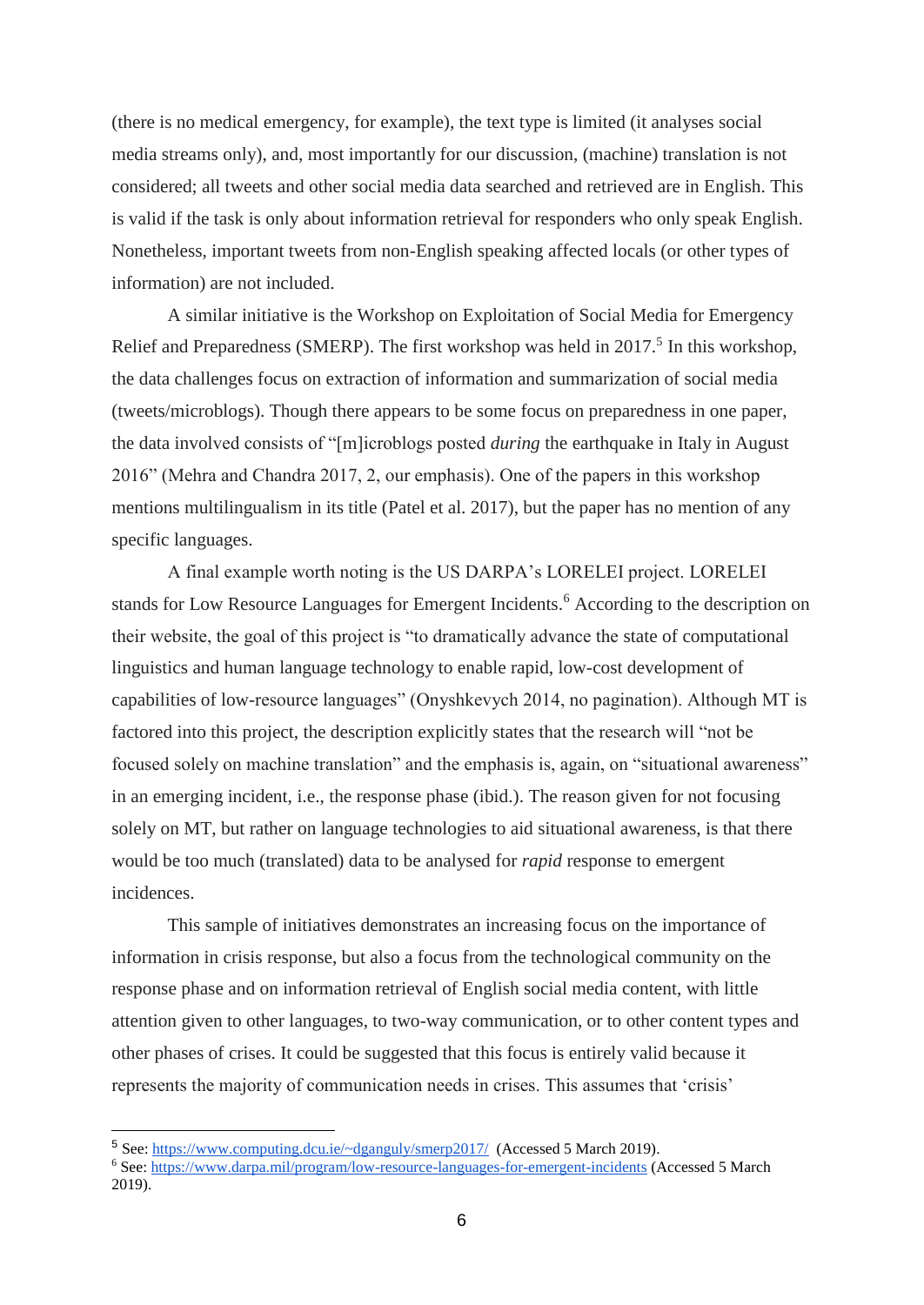(there is no medical emergency, for example), the text type is limited (it analyses social media streams only), and, most importantly for our discussion, (machine) translation is not considered; all tweets and other social media data searched and retrieved are in English. This is valid if the task is only about information retrieval for responders who only speak English. Nonetheless, important tweets from non-English speaking affected locals (or other types of information) are not included.

A similar initiative is the Workshop on Exploitation of Social Media for Emergency Relief and Preparedness (SMERP). The first workshop was held in 2017.[5] In this workshop, the data challenges focus on extraction of information and summarization of social media (tweets/microblogs). Though there appears to be some focus on preparedness in one paper, the data involved consists of "[m]icroblogs posted *during* the earthquake in Italy in August 2016" (Mehra and Chandra 2017, 2, our emphasis). One of the papers in this workshop mentions multilingualism in its title (Patel et al. 2017), but the paper has no mention of any specific languages.

A final example worth noting is the US DARPA's LORELEI project. LORELEI stands for Low Resource Languages for Emergent Incidents.[6] According to the description on their website, the goal of this project is "to dramatically advance the state of computational linguistics and human language technology to enable rapid, low-cost development of capabilities of low-resource languages" (Onyshkevych 2014, no pagination). Although MT is factored into this project, the description explicitly states that the research will "not be focused solely on machine translation" and the emphasis is, again, on "situational awareness" in an emerging incident, i.e., the response phase (ibid.). The reason given for not focusing solely on MT, but rather on language technologies to aid situational awareness, is that there would be too much (translated) data to be analysed for *rapid* response to emergent incidences.

This sample of initiatives demonstrates an increasing focus on the importance of information in crisis response, but also a focus from the technological community on the response phase and on information retrieval of English social media content, with little attention given to other languages, to two-way communication, or to other content types and other phases of crises. It could be suggested that this focus is entirely valid because it represents the majority of communication needs in crises. This assumes that 'crisis'

---

[5] See: https://www.computing.dcu.ie/~dganguly/smerp2017/ (Accessed 5 March 2019).

[6] See: https://www.darpa.mil/program/low-resource-languages-for-emergent-incidents (Accessed 5 March 2019).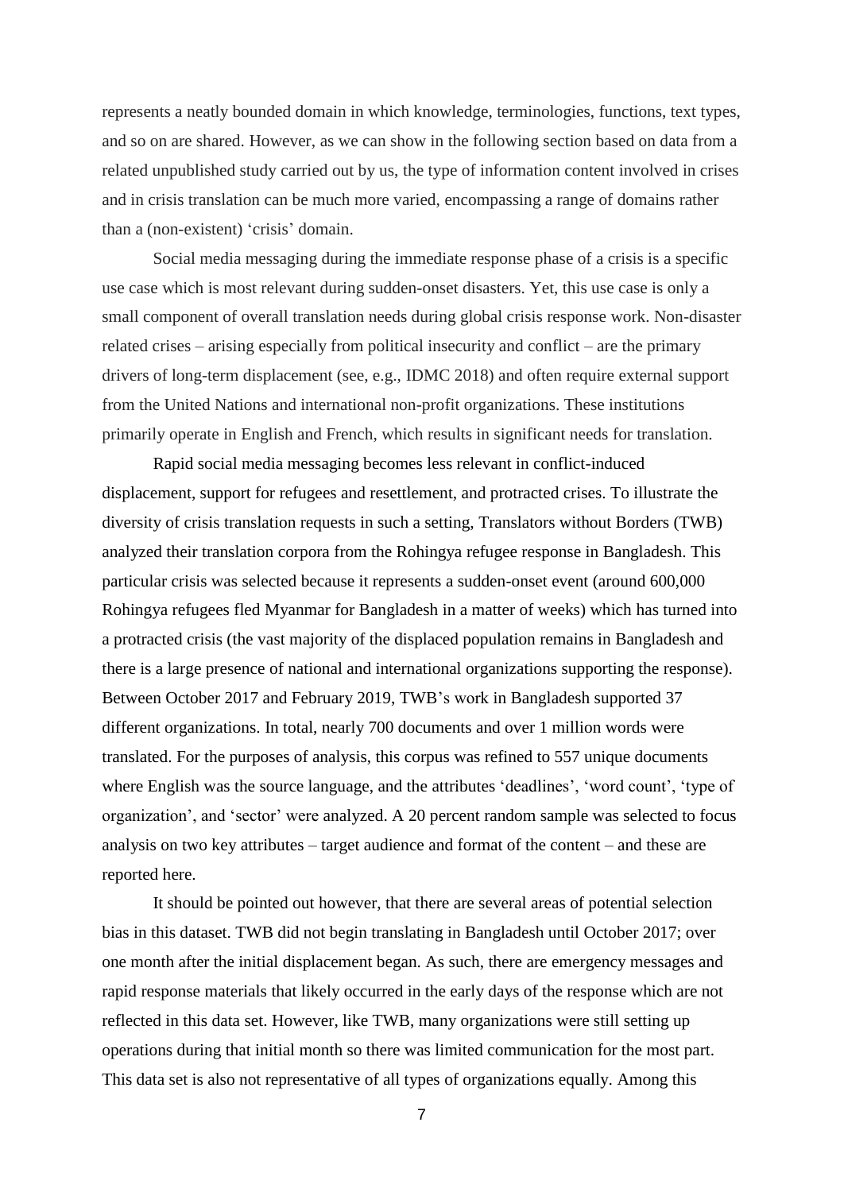represents a neatly bounded domain in which knowledge, terminologies, functions, text types, and so on are shared. However, as we can show in the following section based on data from a related unpublished study carried out by us, the type of information content involved in crises and in crisis translation can be much more varied, encompassing a range of domains rather than a (non-existent) 'crisis' domain.

Social media messaging during the immediate response phase of a crisis is a specific use case which is most relevant during sudden-onset disasters. Yet, this use case is only a small component of overall translation needs during global crisis response work. Non-disaster related crises – arising especially from political insecurity and conflict – are the primary drivers of long-term displacement (see, e.g., IDMC 2018) and often require external support from the United Nations and international non-profit organizations. These institutions primarily operate in English and French, which results in significant needs for translation.

Rapid social media messaging becomes less relevant in conflict-induced displacement, support for refugees and resettlement, and protracted crises. To illustrate the diversity of crisis translation requests in such a setting, Translators without Borders (TWB) analyzed their translation corpora from the Rohingya refugee response in Bangladesh. This particular crisis was selected because it represents a sudden-onset event (around 600,000 Rohingya refugees fled Myanmar for Bangladesh in a matter of weeks) which has turned into a protracted crisis (the vast majority of the displaced population remains in Bangladesh and there is a large presence of national and international organizations supporting the response). Between October 2017 and February 2019, TWB's work in Bangladesh supported 37 different organizations. In total, nearly 700 documents and over 1 million words were translated. For the purposes of analysis, this corpus was refined to 557 unique documents where English was the source language, and the attributes 'deadlines', 'word count', 'type of organization', and 'sector' were analyzed. A 20 percent random sample was selected to focus analysis on two key attributes – target audience and format of the content – and these are reported here.

It should be pointed out however, that there are several areas of potential selection bias in this dataset. TWB did not begin translating in Bangladesh until October 2017; over one month after the initial displacement began. As such, there are emergency messages and rapid response materials that likely occurred in the early days of the response which are not reflected in this data set. However, like TWB, many organizations were still setting up operations during that initial month so there was limited communication for the most part. This data set is also not representative of all types of organizations equally. Among this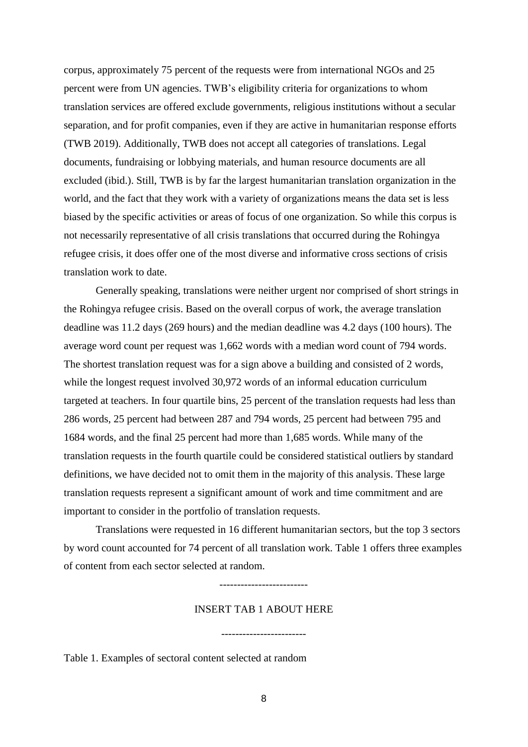corpus, approximately 75 percent of the requests were from international NGOs and 25 percent were from UN agencies. TWB's eligibility criteria for organizations to whom translation services are offered exclude governments, religious institutions without a secular separation, and for profit companies, even if they are active in humanitarian response efforts (TWB 2019). Additionally, TWB does not accept all categories of translations. Legal documents, fundraising or lobbying materials, and human resource documents are all excluded (ibid.). Still, TWB is by far the largest humanitarian translation organization in the world, and the fact that they work with a variety of organizations means the data set is less biased by the specific activities or areas of focus of one organization. So while this corpus is not necessarily representative of all crisis translations that occurred during the Rohingya refugee crisis, it does offer one of the most diverse and informative cross sections of crisis translation work to date.

Generally speaking, translations were neither urgent nor comprised of short strings in the Rohingya refugee crisis. Based on the overall corpus of work, the average translation deadline was 11.2 days (269 hours) and the median deadline was 4.2 days (100 hours). The average word count per request was 1,662 words with a median word count of 794 words. The shortest translation request was for a sign above a building and consisted of 2 words, while the longest request involved 30,972 words of an informal education curriculum targeted at teachers. In four quartile bins, 25 percent of the translation requests had less than 286 words, 25 percent had between 287 and 794 words, 25 percent had between 795 and 1684 words, and the final 25 percent had more than 1,685 words. While many of the translation requests in the fourth quartile could be considered statistical outliers by standard definitions, we have decided not to omit them in the majority of this analysis. These large translation requests represent a significant amount of work and time commitment and are important to consider in the portfolio of translation requests.

Translations were requested in 16 different humanitarian sectors, but the top 3 sectors by word count accounted for 74 percent of all translation work. Table 1 offers three examples of content from each sector selected at random.

------------------------

INSERT TAB 1 ABOUT HERE

------------------------

Table 1. Examples of sectoral content selected at random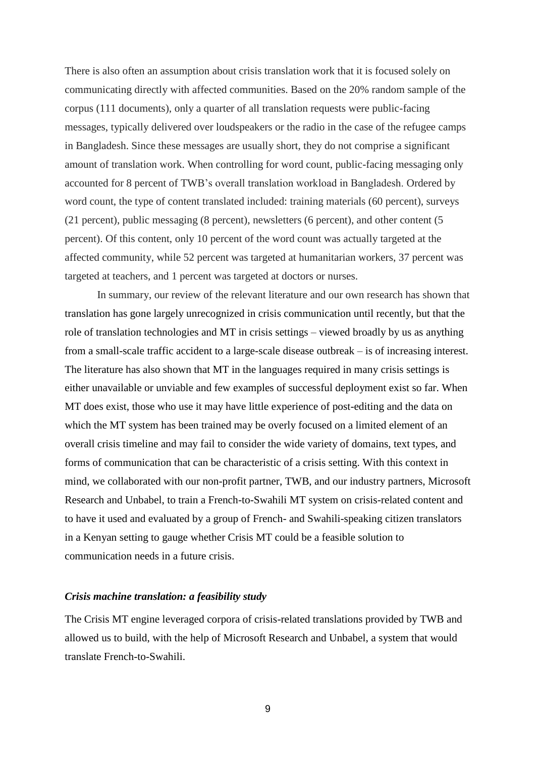There is also often an assumption about crisis translation work that it is focused solely on communicating directly with affected communities. Based on the 20% random sample of the corpus (111 documents), only a quarter of all translation requests were public-facing messages, typically delivered over loudspeakers or the radio in the case of the refugee camps in Bangladesh. Since these messages are usually short, they do not comprise a significant amount of translation work. When controlling for word count, public-facing messaging only accounted for 8 percent of TWB's overall translation workload in Bangladesh. Ordered by word count, the type of content translated included: training materials (60 percent), surveys (21 percent), public messaging (8 percent), newsletters (6 percent), and other content (5 percent). Of this content, only 10 percent of the word count was actually targeted at the affected community, while 52 percent was targeted at humanitarian workers, 37 percent was targeted at teachers, and 1 percent was targeted at doctors or nurses.

In summary, our review of the relevant literature and our own research has shown that translation has gone largely unrecognized in crisis communication until recently, but that the role of translation technologies and MT in crisis settings – viewed broadly by us as anything from a small-scale traffic accident to a large-scale disease outbreak – is of increasing interest. The literature has also shown that MT in the languages required in many crisis settings is either unavailable or unviable and few examples of successful deployment exist so far. When MT does exist, those who use it may have little experience of post-editing and the data on which the MT system has been trained may be overly focused on a limited element of an overall crisis timeline and may fail to consider the wide variety of domains, text types, and forms of communication that can be characteristic of a crisis setting. With this context in mind, we collaborated with our non-profit partner, TWB, and our industry partners, Microsoft Research and Unbabel, to train a French-to-Swahili MT system on crisis-related content and to have it used and evaluated by a group of French- and Swahili-speaking citizen translators in a Kenyan setting to gauge whether Crisis MT could be a feasible solution to communication needs in a future crisis.

### *Crisis machine translation: a feasibility study*

The Crisis MT engine leveraged corpora of crisis-related translations provided by TWB and allowed us to build, with the help of Microsoft Research and Unbabel, a system that would translate French-to-Swahili.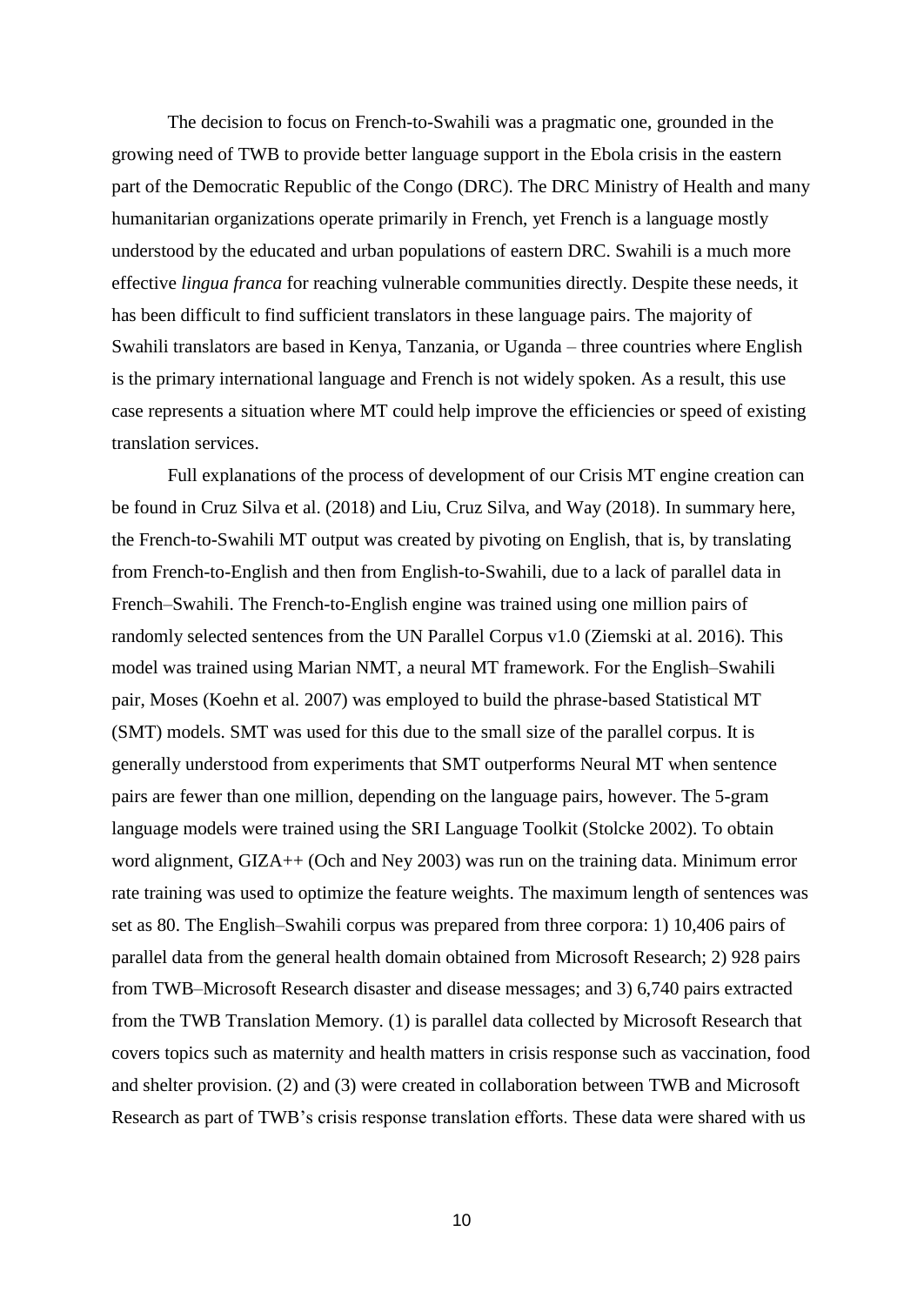The decision to focus on French-to-Swahili was a pragmatic one, grounded in the growing need of TWB to provide better language support in the Ebola crisis in the eastern part of the Democratic Republic of the Congo (DRC). The DRC Ministry of Health and many humanitarian organizations operate primarily in French, yet French is a language mostly understood by the educated and urban populations of eastern DRC. Swahili is a much more effective *lingua franca* for reaching vulnerable communities directly. Despite these needs, it has been difficult to find sufficient translators in these language pairs. The majority of Swahili translators are based in Kenya, Tanzania, or Uganda – three countries where English is the primary international language and French is not widely spoken. As a result, this use case represents a situation where MT could help improve the efficiencies or speed of existing translation services.

Full explanations of the process of development of our Crisis MT engine creation can be found in Cruz Silva et al. (2018) and Liu, Cruz Silva, and Way (2018). In summary here, the French-to-Swahili MT output was created by pivoting on English, that is, by translating from French-to-English and then from English-to-Swahili, due to a lack of parallel data in French–Swahili. The French-to-English engine was trained using one million pairs of randomly selected sentences from the UN Parallel Corpus v1.0 (Ziemski at al. 2016). This model was trained using Marian NMT, a neural MT framework. For the English–Swahili pair, Moses (Koehn et al. 2007) was employed to build the phrase-based Statistical MT (SMT) models. SMT was used for this due to the small size of the parallel corpus. It is generally understood from experiments that SMT outperforms Neural MT when sentence pairs are fewer than one million, depending on the language pairs, however. The 5-gram language models were trained using the SRI Language Toolkit (Stolcke 2002). To obtain word alignment, GIZA++ (Och and Ney 2003) was run on the training data. Minimum error rate training was used to optimize the feature weights. The maximum length of sentences was set as 80. The English–Swahili corpus was prepared from three corpora: 1) 10,406 pairs of parallel data from the general health domain obtained from Microsoft Research; 2) 928 pairs from TWB–Microsoft Research disaster and disease messages; and 3) 6,740 pairs extracted from the TWB Translation Memory. (1) is parallel data collected by Microsoft Research that covers topics such as maternity and health matters in crisis response such as vaccination, food and shelter provision. (2) and (3) were created in collaboration between TWB and Microsoft Research as part of TWB's crisis response translation efforts. These data were shared with us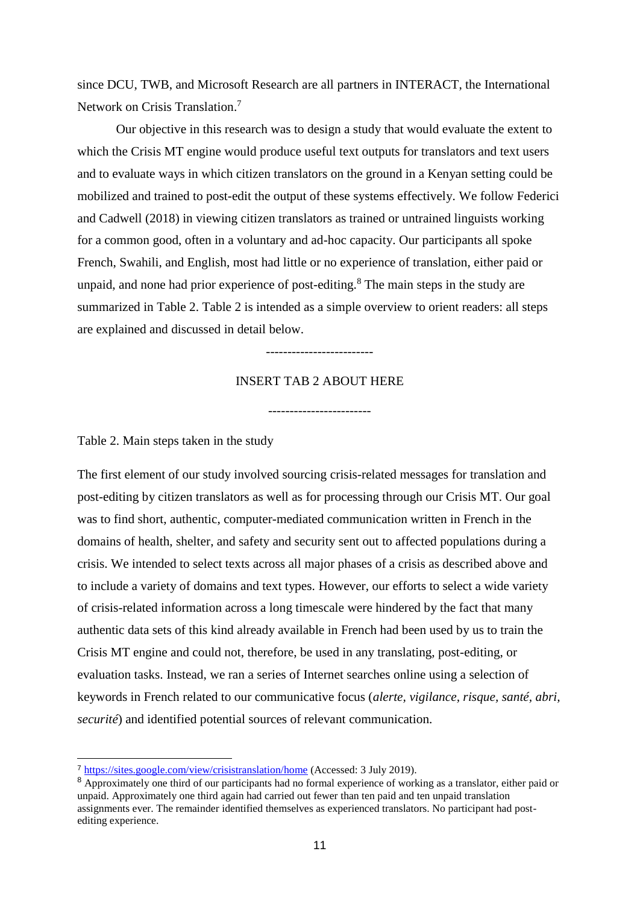since DCU, TWB, and Microsoft Research are all partners in INTERACT, the International Network on Crisis Translation.[7]

Our objective in this research was to design a study that would evaluate the extent to which the Crisis MT engine would produce useful text outputs for translators and text users and to evaluate ways in which citizen translators on the ground in a Kenyan setting could be mobilized and trained to post-edit the output of these systems effectively. We follow Federici and Cadwell (2018) in viewing citizen translators as trained or untrained linguists working for a common good, often in a voluntary and ad-hoc capacity. Our participants all spoke French, Swahili, and English, most had little or no experience of translation, either paid or unpaid, and none had prior experience of post-editing.[8] The main steps in the study are summarized in Table 2. Table 2 is intended as a simple overview to orient readers: all steps are explained and discussed in detail below.

-------------------------

INSERT TAB 2 ABOUT HERE

------------------------

Table 2. Main steps taken in the study

The first element of our study involved sourcing crisis-related messages for translation and post-editing by citizen translators as well as for processing through our Crisis MT. Our goal was to find short, authentic, computer-mediated communication written in French in the domains of health, shelter, and safety and security sent out to affected populations during a crisis. We intended to select texts across all major phases of a crisis as described above and to include a variety of domains and text types. However, our efforts to select a wide variety of crisis-related information across a long timescale were hindered by the fact that many authentic data sets of this kind already available in French had been used by us to train the Crisis MT engine and could not, therefore, be used in any translating, post-editing, or evaluation tasks. Instead, we ran a series of Internet searches online using a selection of keywords in French related to our communicative focus (*alerte*, *vigilance*, *risque*, *santé*, *abri*, *securité*) and identified potential sources of relevant communication.

---

[7] https://sites.google.com/view/crisistranslation/home (Accessed: 3 July 2019).

[8] Approximately one third of our participants had no formal experience of working as a translator, either paid or unpaid. Approximately one third again had carried out fewer than ten paid and ten unpaid translation assignments ever. The remainder identified themselves as experienced translators. No participant had post-editing experience.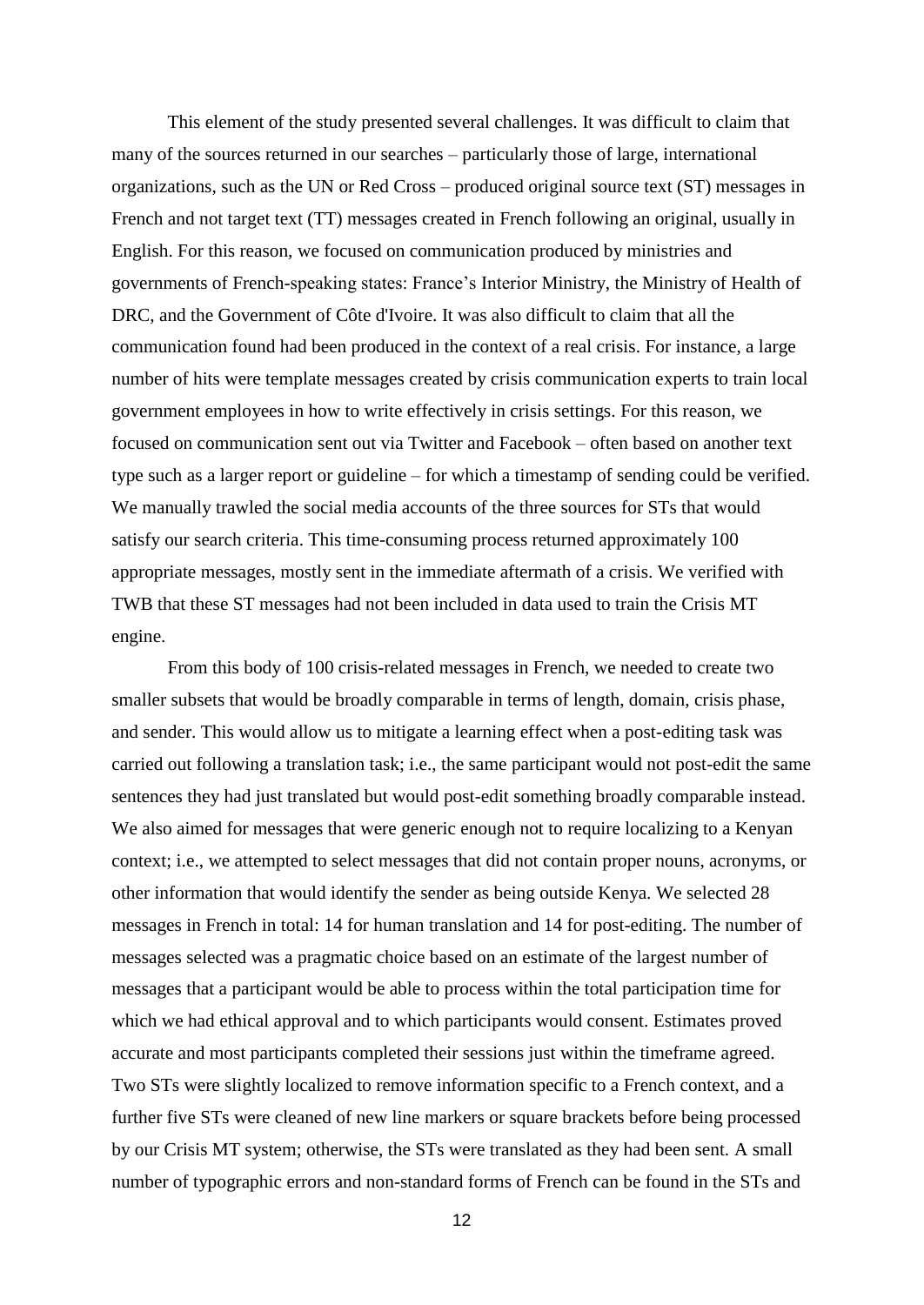This element of the study presented several challenges. It was difficult to claim that many of the sources returned in our searches – particularly those of large, international organizations, such as the UN or Red Cross – produced original source text (ST) messages in French and not target text (TT) messages created in French following an original, usually in English. For this reason, we focused on communication produced by ministries and governments of French-speaking states: France's Interior Ministry, the Ministry of Health of DRC, and the Government of Côte d'Ivoire. It was also difficult to claim that all the communication found had been produced in the context of a real crisis. For instance, a large number of hits were template messages created by crisis communication experts to train local government employees in how to write effectively in crisis settings. For this reason, we focused on communication sent out via Twitter and Facebook – often based on another text type such as a larger report or guideline – for which a timestamp of sending could be verified. We manually trawled the social media accounts of the three sources for STs that would satisfy our search criteria. This time-consuming process returned approximately 100 appropriate messages, mostly sent in the immediate aftermath of a crisis. We verified with TWB that these ST messages had not been included in data used to train the Crisis MT engine.

From this body of 100 crisis-related messages in French, we needed to create two smaller subsets that would be broadly comparable in terms of length, domain, crisis phase, and sender. This would allow us to mitigate a learning effect when a post-editing task was carried out following a translation task; i.e., the same participant would not post-edit the same sentences they had just translated but would post-edit something broadly comparable instead. We also aimed for messages that were generic enough not to require localizing to a Kenyan context; i.e., we attempted to select messages that did not contain proper nouns, acronyms, or other information that would identify the sender as being outside Kenya. We selected 28 messages in French in total: 14 for human translation and 14 for post-editing. The number of messages selected was a pragmatic choice based on an estimate of the largest number of messages that a participant would be able to process within the total participation time for which we had ethical approval and to which participants would consent. Estimates proved accurate and most participants completed their sessions just within the timeframe agreed. Two STs were slightly localized to remove information specific to a French context, and a further five STs were cleaned of new line markers or square brackets before being processed by our Crisis MT system; otherwise, the STs were translated as they had been sent. A small number of typographic errors and non-standard forms of French can be found in the STs and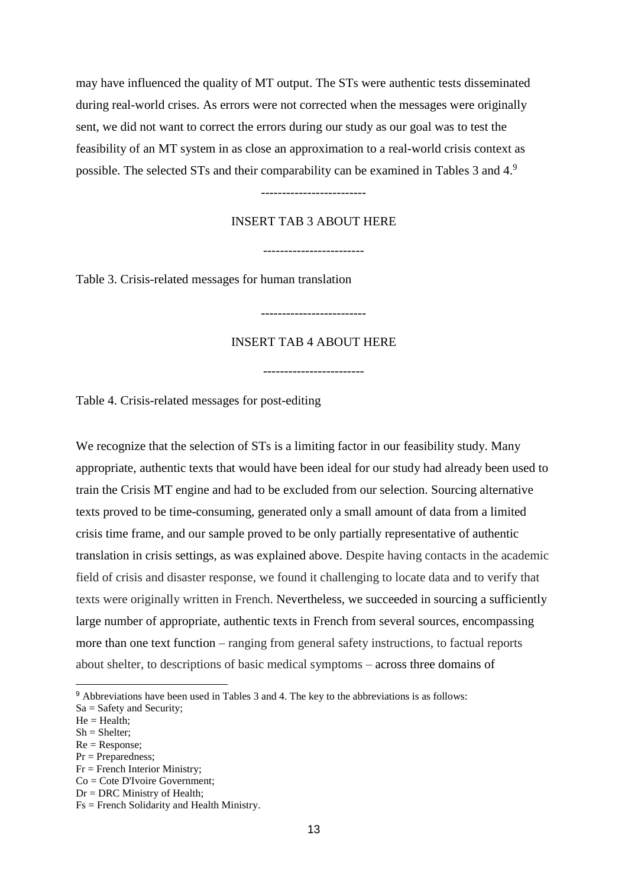may have influenced the quality of MT output. The STs were authentic tests disseminated during real-world crises. As errors were not corrected when the messages were originally sent, we did not want to correct the errors during our study as our goal was to test the feasibility of an MT system in as close an approximation to a real-world crisis context as possible. The selected STs and their comparability can be examined in Tables 3 and 4.[9]

------------------------

INSERT TAB 3 ABOUT HERE

-----------------------

Table 3. Crisis-related messages for human translation

------------------------

INSERT TAB 4 ABOUT HERE

-----------------------

Table 4. Crisis-related messages for post-editing

We recognize that the selection of STs is a limiting factor in our feasibility study. Many appropriate, authentic texts that would have been ideal for our study had already been used to train the Crisis MT engine and had to be excluded from our selection. Sourcing alternative texts proved to be time-consuming, generated only a small amount of data from a limited crisis time frame, and our sample proved to be only partially representative of authentic translation in crisis settings, as was explained above. Despite having contacts in the academic field of crisis and disaster response, we found it challenging to locate data and to verify that texts were originally written in French. Nevertheless, we succeeded in sourcing a sufficiently large number of appropriate, authentic texts in French from several sources, encompassing more than one text function – ranging from general safety instructions, to factual reports about shelter, to descriptions of basic medical symptoms – across three domains of

---

[9] Abbreviations have been used in Tables 3 and 4. The key to the abbreviations is as follows:
Sa = Safety and Security;
He = Health;
Sh = Shelter;
Re = Response;
Pr = Preparedness;
Fr = French Interior Ministry;
Co = Cote D'Ivoire Government;
Dr = DRC Ministry of Health;
Fs = French Solidarity and Health Ministry.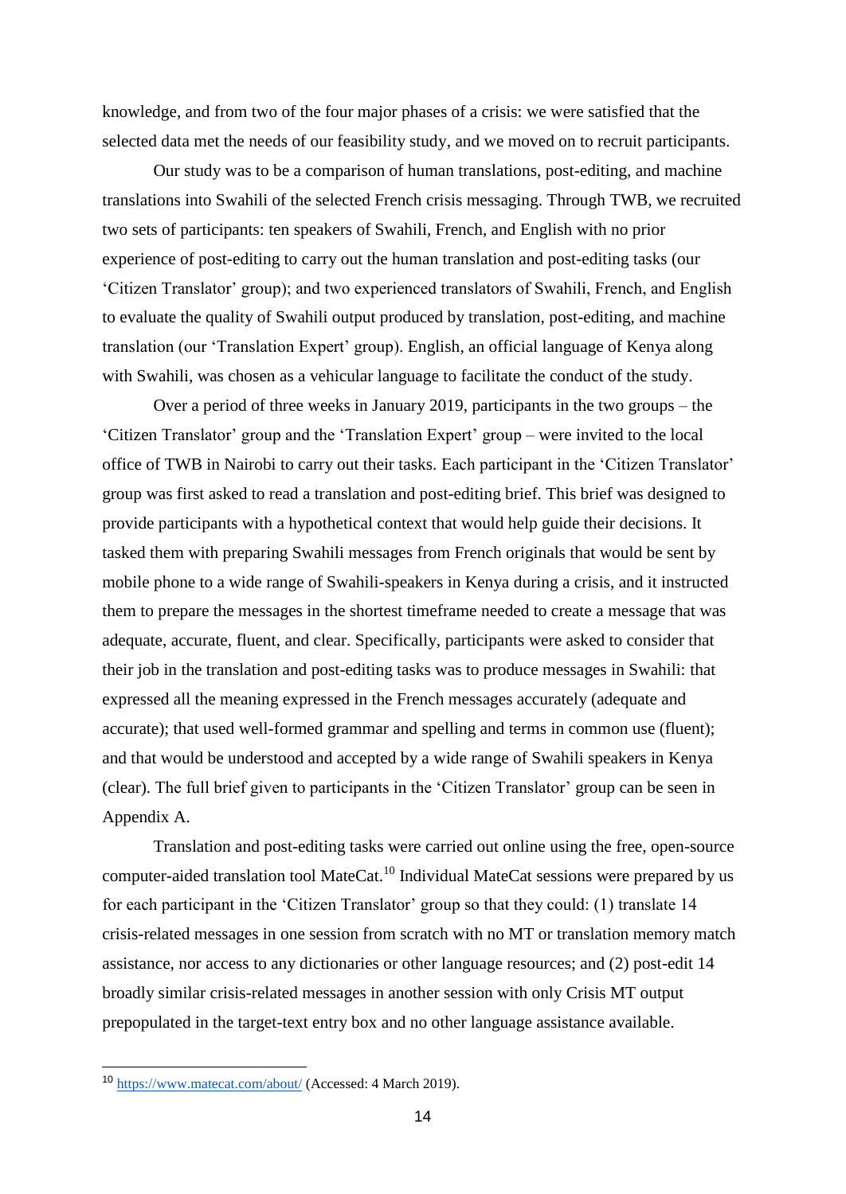knowledge, and from two of the four major phases of a crisis: we were satisfied that the selected data met the needs of our feasibility study, and we moved on to recruit participants.

Our study was to be a comparison of human translations, post-editing, and machine translations into Swahili of the selected French crisis messaging. Through TWB, we recruited two sets of participants: ten speakers of Swahili, French, and English with no prior experience of post-editing to carry out the human translation and post-editing tasks (our 'Citizen Translator' group); and two experienced translators of Swahili, French, and English to evaluate the quality of Swahili output produced by translation, post-editing, and machine translation (our 'Translation Expert' group). English, an official language of Kenya along with Swahili, was chosen as a vehicular language to facilitate the conduct of the study.

Over a period of three weeks in January 2019, participants in the two groups – the 'Citizen Translator' group and the 'Translation Expert' group – were invited to the local office of TWB in Nairobi to carry out their tasks. Each participant in the 'Citizen Translator' group was first asked to read a translation and post-editing brief. This brief was designed to provide participants with a hypothetical context that would help guide their decisions. It tasked them with preparing Swahili messages from French originals that would be sent by mobile phone to a wide range of Swahili-speakers in Kenya during a crisis, and it instructed them to prepare the messages in the shortest timeframe needed to create a message that was adequate, accurate, fluent, and clear. Specifically, participants were asked to consider that their job in the translation and post-editing tasks was to produce messages in Swahili: that expressed all the meaning expressed in the French messages accurately (adequate and accurate); that used well-formed grammar and spelling and terms in common use (fluent); and that would be understood and accepted by a wide range of Swahili speakers in Kenya (clear). The full brief given to participants in the 'Citizen Translator' group can be seen in Appendix A.

Translation and post-editing tasks were carried out online using the free, open-source computer-aided translation tool MateCat.[10] Individual MateCat sessions were prepared by us for each participant in the 'Citizen Translator' group so that they could: (1) translate 14 crisis-related messages in one session from scratch with no MT or translation memory match assistance, nor access to any dictionaries or other language resources; and (2) post-edit 14 broadly similar crisis-related messages in another session with only Crisis MT output prepopulated in the target-text entry box and no other language assistance available.

---

[10] https://www.matecat.com/about/ (Accessed: 4 March 2019).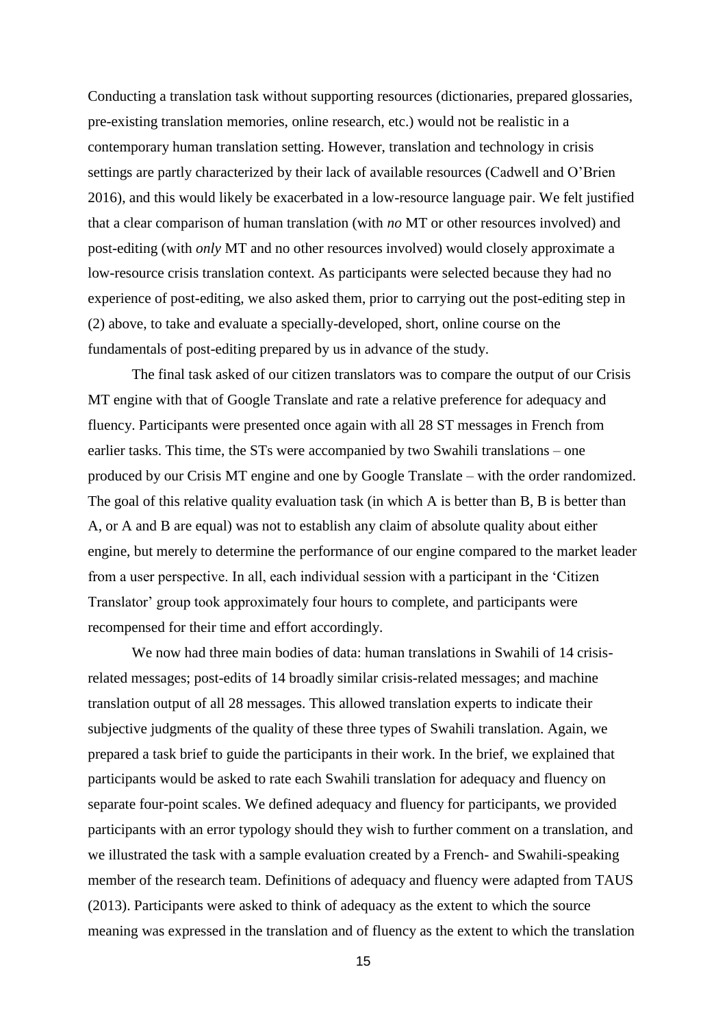Conducting a translation task without supporting resources (dictionaries, prepared glossaries, pre-existing translation memories, online research, etc.) would not be realistic in a contemporary human translation setting. However, translation and technology in crisis settings are partly characterized by their lack of available resources (Cadwell and O'Brien 2016), and this would likely be exacerbated in a low-resource language pair. We felt justified that a clear comparison of human translation (with *no* MT or other resources involved) and post-editing (with *only* MT and no other resources involved) would closely approximate a low-resource crisis translation context. As participants were selected because they had no experience of post-editing, we also asked them, prior to carrying out the post-editing step in (2) above, to take and evaluate a specially-developed, short, online course on the fundamentals of post-editing prepared by us in advance of the study.

The final task asked of our citizen translators was to compare the output of our Crisis MT engine with that of Google Translate and rate a relative preference for adequacy and fluency. Participants were presented once again with all 28 ST messages in French from earlier tasks. This time, the STs were accompanied by two Swahili translations – one produced by our Crisis MT engine and one by Google Translate – with the order randomized. The goal of this relative quality evaluation task (in which A is better than B, B is better than A, or A and B are equal) was not to establish any claim of absolute quality about either engine, but merely to determine the performance of our engine compared to the market leader from a user perspective. In all, each individual session with a participant in the 'Citizen Translator' group took approximately four hours to complete, and participants were recompensed for their time and effort accordingly.

We now had three main bodies of data: human translations in Swahili of 14 crisis-related messages; post-edits of 14 broadly similar crisis-related messages; and machine translation output of all 28 messages. This allowed translation experts to indicate their subjective judgments of the quality of these three types of Swahili translation. Again, we prepared a task brief to guide the participants in their work. In the brief, we explained that participants would be asked to rate each Swahili translation for adequacy and fluency on separate four-point scales. We defined adequacy and fluency for participants, we provided participants with an error typology should they wish to further comment on a translation, and we illustrated the task with a sample evaluation created by a French- and Swahili-speaking member of the research team. Definitions of adequacy and fluency were adapted from TAUS (2013). Participants were asked to think of adequacy as the extent to which the source meaning was expressed in the translation and of fluency as the extent to which the translation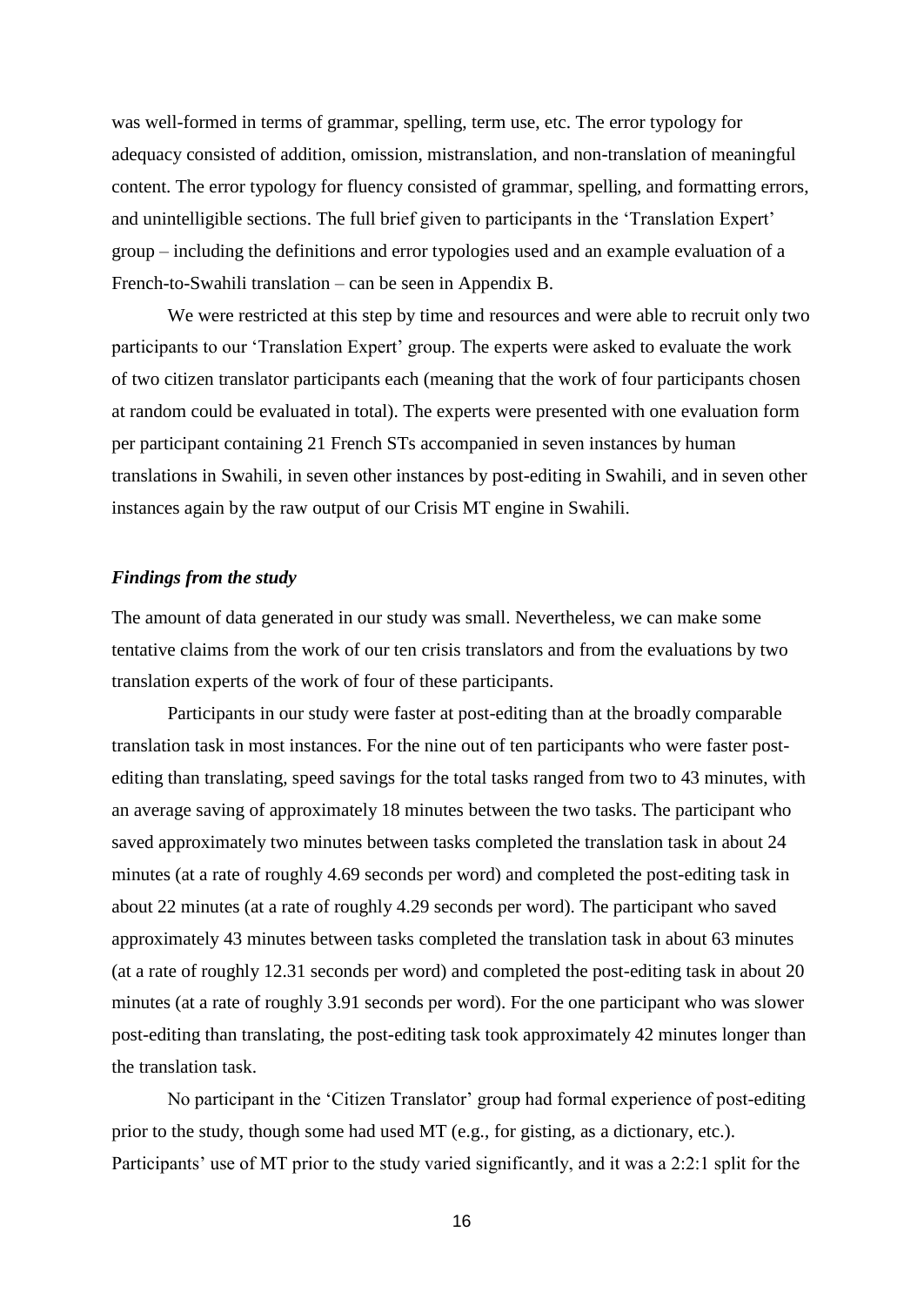was well-formed in terms of grammar, spelling, term use, etc. The error typology for adequacy consisted of addition, omission, mistranslation, and non-translation of meaningful content. The error typology for fluency consisted of grammar, spelling, and formatting errors, and unintelligible sections. The full brief given to participants in the 'Translation Expert' group – including the definitions and error typologies used and an example evaluation of a French-to-Swahili translation – can be seen in Appendix B.

We were restricted at this step by time and resources and were able to recruit only two participants to our 'Translation Expert' group. The experts were asked to evaluate the work of two citizen translator participants each (meaning that the work of four participants chosen at random could be evaluated in total). The experts were presented with one evaluation form per participant containing 21 French STs accompanied in seven instances by human translations in Swahili, in seven other instances by post-editing in Swahili, and in seven other instances again by the raw output of our Crisis MT engine in Swahili.

### *Findings from the study*

The amount of data generated in our study was small. Nevertheless, we can make some tentative claims from the work of our ten crisis translators and from the evaluations by two translation experts of the work of four of these participants.

Participants in our study were faster at post-editing than at the broadly comparable translation task in most instances. For the nine out of ten participants who were faster post-editing than translating, speed savings for the total tasks ranged from two to 43 minutes, with an average saving of approximately 18 minutes between the two tasks. The participant who saved approximately two minutes between tasks completed the translation task in about 24 minutes (at a rate of roughly 4.69 seconds per word) and completed the post-editing task in about 22 minutes (at a rate of roughly 4.29 seconds per word). The participant who saved approximately 43 minutes between tasks completed the translation task in about 63 minutes (at a rate of roughly 12.31 seconds per word) and completed the post-editing task in about 20 minutes (at a rate of roughly 3.91 seconds per word). For the one participant who was slower post-editing than translating, the post-editing task took approximately 42 minutes longer than the translation task.

No participant in the 'Citizen Translator' group had formal experience of post-editing prior to the study, though some had used MT (e.g., for gisting, as a dictionary, etc.). Participants' use of MT prior to the study varied significantly, and it was a 2:2:1 split for the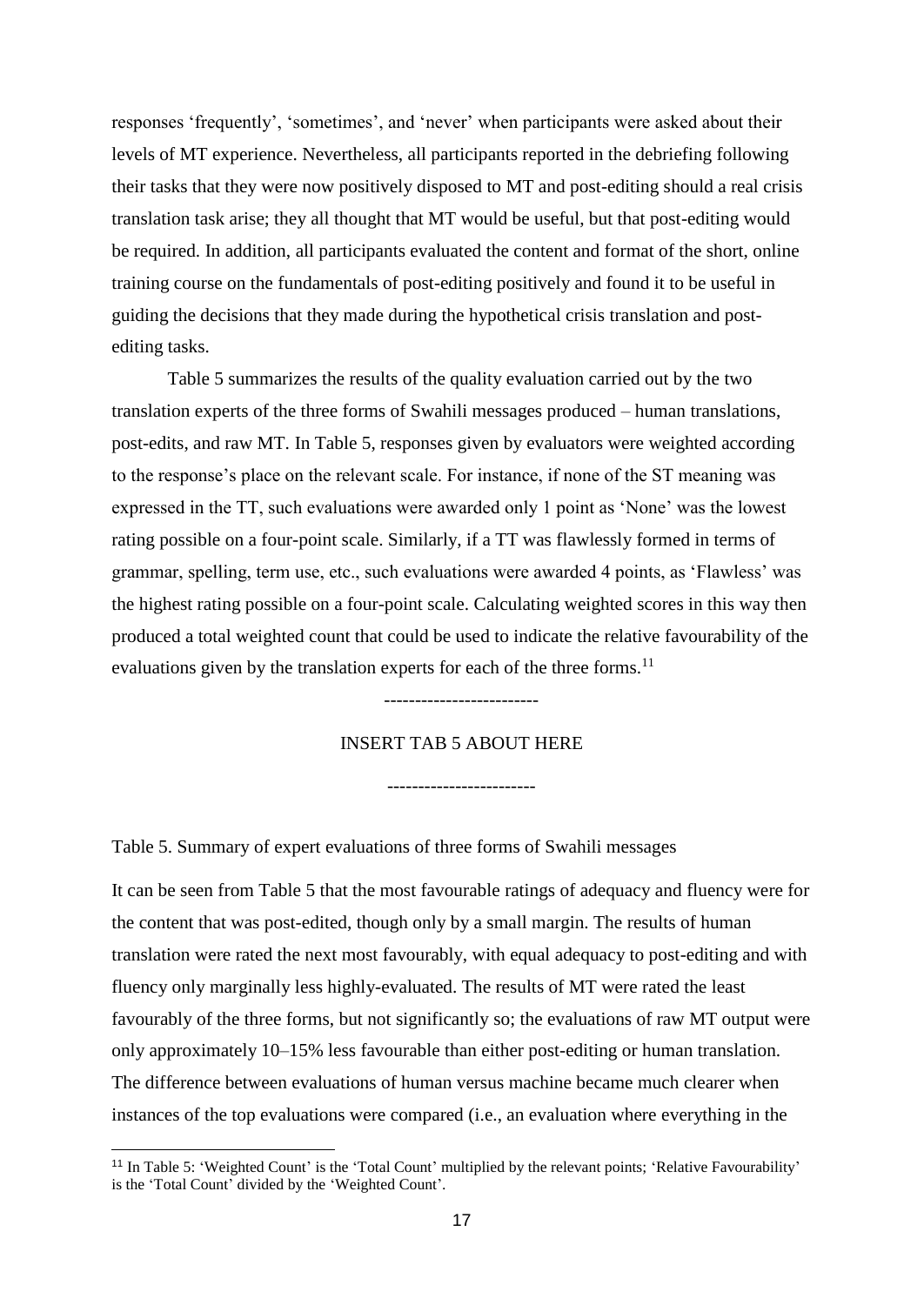responses 'frequently', 'sometimes', and 'never' when participants were asked about their levels of MT experience. Nevertheless, all participants reported in the debriefing following their tasks that they were now positively disposed to MT and post-editing should a real crisis translation task arise; they all thought that MT would be useful, but that post-editing would be required. In addition, all participants evaluated the content and format of the short, online training course on the fundamentals of post-editing positively and found it to be useful in guiding the decisions that they made during the hypothetical crisis translation and post-editing tasks.

Table 5 summarizes the results of the quality evaluation carried out by the two translation experts of the three forms of Swahili messages produced – human translations, post-edits, and raw MT. In Table 5, responses given by evaluators were weighted according to the response's place on the relevant scale. For instance, if none of the ST meaning was expressed in the TT, such evaluations were awarded only 1 point as 'None' was the lowest rating possible on a four-point scale. Similarly, if a TT was flawlessly formed in terms of grammar, spelling, term use, etc., such evaluations were awarded 4 points, as 'Flawless' was the highest rating possible on a four-point scale. Calculating weighted scores in this way then produced a total weighted count that could be used to indicate the relative favourability of the evaluations given by the translation experts for each of the three forms.[11]

------------------------

INSERT TAB 5 ABOUT HERE

-----------------------

Table 5. Summary of expert evaluations of three forms of Swahili messages

It can be seen from Table 5 that the most favourable ratings of adequacy and fluency were for the content that was post-edited, though only by a small margin. The results of human translation were rated the next most favourably, with equal adequacy to post-editing and with fluency only marginally less highly-evaluated. The results of MT were rated the least favourably of the three forms, but not significantly so; the evaluations of raw MT output were only approximately 10–15% less favourable than either post-editing or human translation. The difference between evaluations of human versus machine became much clearer when instances of the top evaluations were compared (i.e., an evaluation where everything in the

[11] In Table 5: 'Weighted Count' is the 'Total Count' multiplied by the relevant points; 'Relative Favourability' is the 'Total Count' divided by the 'Weighted Count'.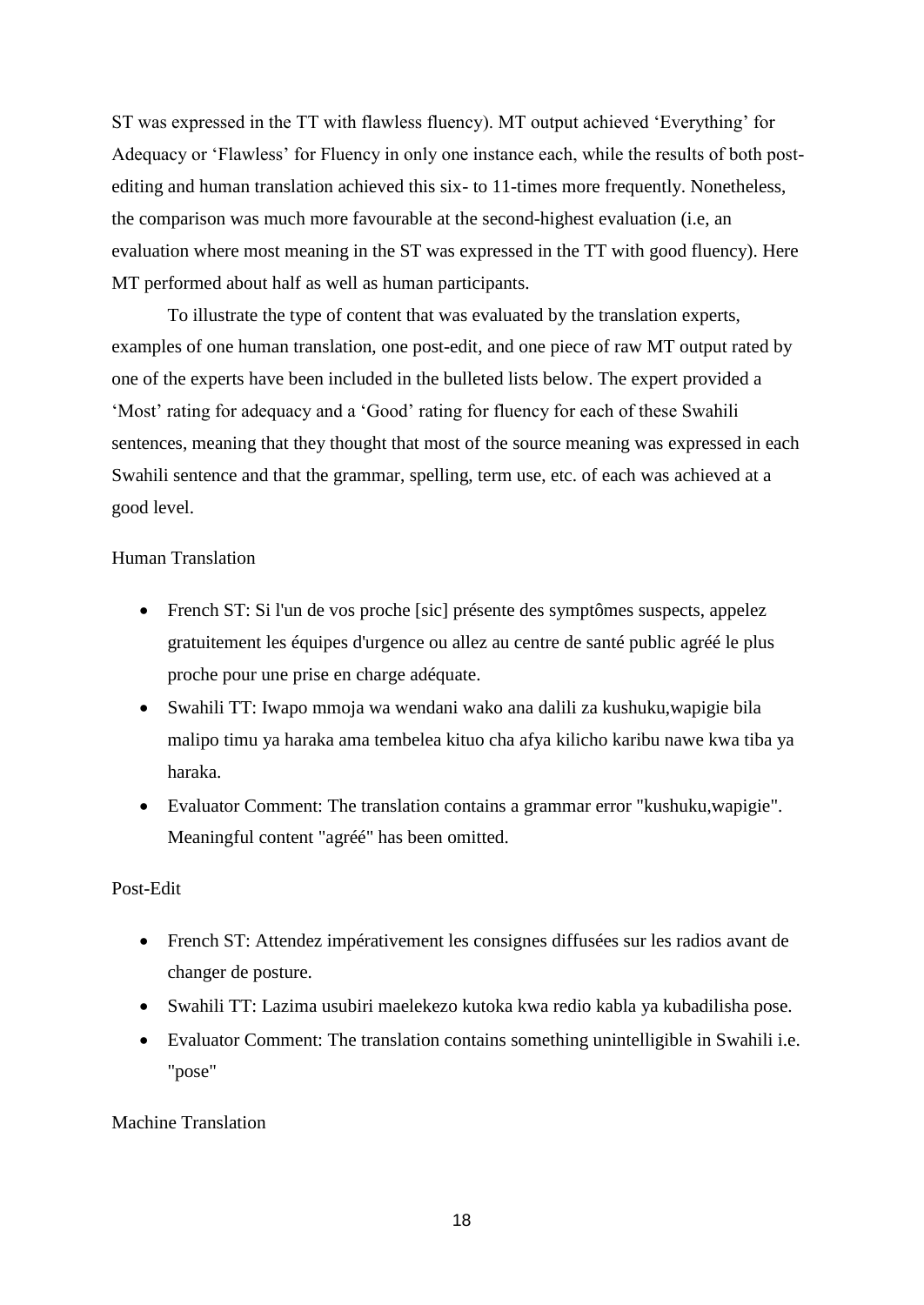ST was expressed in the TT with flawless fluency). MT output achieved 'Everything' for Adequacy or 'Flawless' for Fluency in only one instance each, while the results of both post-editing and human translation achieved this six- to 11-times more frequently. Nonetheless, the comparison was much more favourable at the second-highest evaluation (i.e, an evaluation where most meaning in the ST was expressed in the TT with good fluency). Here MT performed about half as well as human participants.

To illustrate the type of content that was evaluated by the translation experts, examples of one human translation, one post-edit, and one piece of raw MT output rated by one of the experts have been included in the bulleted lists below. The expert provided a 'Most' rating for adequacy and a 'Good' rating for fluency for each of these Swahili sentences, meaning that they thought that most of the source meaning was expressed in each Swahili sentence and that the grammar, spelling, term use, etc. of each was achieved at a good level.

Human Translation

- French ST: Si l'un de vos proche [sic] présente des symptômes suspects, appelez gratuitement les équipes d'urgence ou allez au centre de santé public agréé le plus proche pour une prise en charge adéquate.
- Swahili TT: Iwapo mmoja wa wendani wako ana dalili za kushuku,wapigie bila malipo timu ya haraka ama tembelea kituo cha afya kilicho karibu nawe kwa tiba ya haraka.
- Evaluator Comment: The translation contains a grammar error "kushuku,wapigie". Meaningful content "agréé" has been omitted.

Post-Edit

- French ST: Attendez impérativement les consignes diffusées sur les radios avant de changer de posture.
- Swahili TT: Lazima usubiri maelekezo kutoka kwa redio kabla ya kubadilisha pose.
- Evaluator Comment: The translation contains something unintelligible in Swahili i.e. "pose"

Machine Translation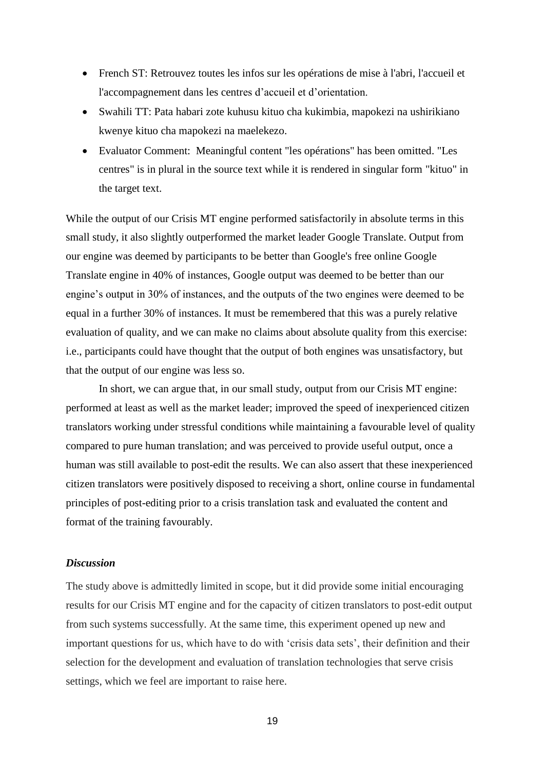- French ST: Retrouvez toutes les infos sur les opérations de mise à l'abri, l'accueil et l'accompagnement dans les centres d'accueil et d'orientation.
- Swahili TT: Pata habari zote kuhusu kituo cha kukimbia, mapokezi na ushirikiano kwenye kituo cha mapokezi na maelekezo.
- Evaluator Comment: Meaningful content "les opérations" has been omitted. "Les centres" is in plural in the source text while it is rendered in singular form "kituo" in the target text.

While the output of our Crisis MT engine performed satisfactorily in absolute terms in this small study, it also slightly outperformed the market leader Google Translate. Output from our engine was deemed by participants to be better than Google's free online Google Translate engine in 40% of instances, Google output was deemed to be better than our engine's output in 30% of instances, and the outputs of the two engines were deemed to be equal in a further 30% of instances. It must be remembered that this was a purely relative evaluation of quality, and we can make no claims about absolute quality from this exercise: i.e., participants could have thought that the output of both engines was unsatisfactory, but that the output of our engine was less so.

In short, we can argue that, in our small study, output from our Crisis MT engine: performed at least as well as the market leader; improved the speed of inexperienced citizen translators working under stressful conditions while maintaining a favourable level of quality compared to pure human translation; and was perceived to provide useful output, once a human was still available to post-edit the results. We can also assert that these inexperienced citizen translators were positively disposed to receiving a short, online course in fundamental principles of post-editing prior to a crisis translation task and evaluated the content and format of the training favourably.

### *Discussion*

The study above is admittedly limited in scope, but it did provide some initial encouraging results for our Crisis MT engine and for the capacity of citizen translators to post-edit output from such systems successfully. At the same time, this experiment opened up new and important questions for us, which have to do with 'crisis data sets', their definition and their selection for the development and evaluation of translation technologies that serve crisis settings, which we feel are important to raise here.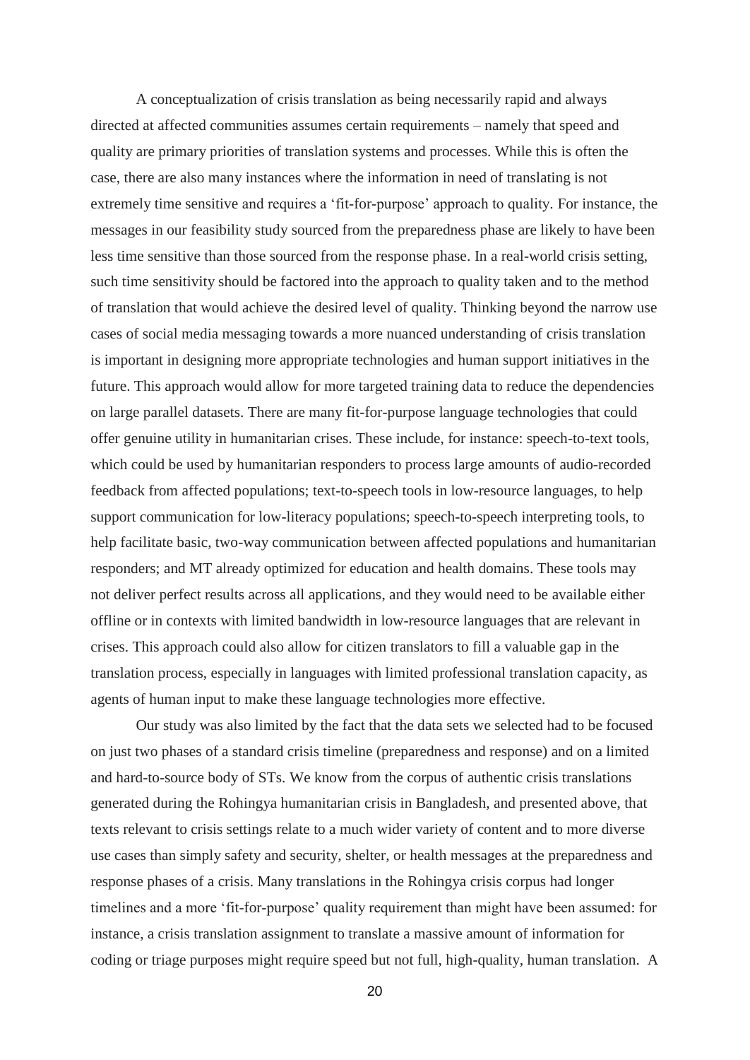A conceptualization of crisis translation as being necessarily rapid and always directed at affected communities assumes certain requirements – namely that speed and quality are primary priorities of translation systems and processes. While this is often the case, there are also many instances where the information in need of translating is not extremely time sensitive and requires a 'fit-for-purpose' approach to quality. For instance, the messages in our feasibility study sourced from the preparedness phase are likely to have been less time sensitive than those sourced from the response phase. In a real-world crisis setting, such time sensitivity should be factored into the approach to quality taken and to the method of translation that would achieve the desired level of quality. Thinking beyond the narrow use cases of social media messaging towards a more nuanced understanding of crisis translation is important in designing more appropriate technologies and human support initiatives in the future. This approach would allow for more targeted training data to reduce the dependencies on large parallel datasets. There are many fit-for-purpose language technologies that could offer genuine utility in humanitarian crises. These include, for instance: speech-to-text tools, which could be used by humanitarian responders to process large amounts of audio-recorded feedback from affected populations; text-to-speech tools in low-resource languages, to help support communication for low-literacy populations; speech-to-speech interpreting tools, to help facilitate basic, two-way communication between affected populations and humanitarian responders; and MT already optimized for education and health domains. These tools may not deliver perfect results across all applications, and they would need to be available either offline or in contexts with limited bandwidth in low-resource languages that are relevant in crises. This approach could also allow for citizen translators to fill a valuable gap in the translation process, especially in languages with limited professional translation capacity, as agents of human input to make these language technologies more effective.

Our study was also limited by the fact that the data sets we selected had to be focused on just two phases of a standard crisis timeline (preparedness and response) and on a limited and hard-to-source body of STs. We know from the corpus of authentic crisis translations generated during the Rohingya humanitarian crisis in Bangladesh, and presented above, that texts relevant to crisis settings relate to a much wider variety of content and to more diverse use cases than simply safety and security, shelter, or health messages at the preparedness and response phases of a crisis. Many translations in the Rohingya crisis corpus had longer timelines and a more 'fit-for-purpose' quality requirement than might have been assumed: for instance, a crisis translation assignment to translate a massive amount of information for coding or triage purposes might require speed but not full, high-quality, human translation. A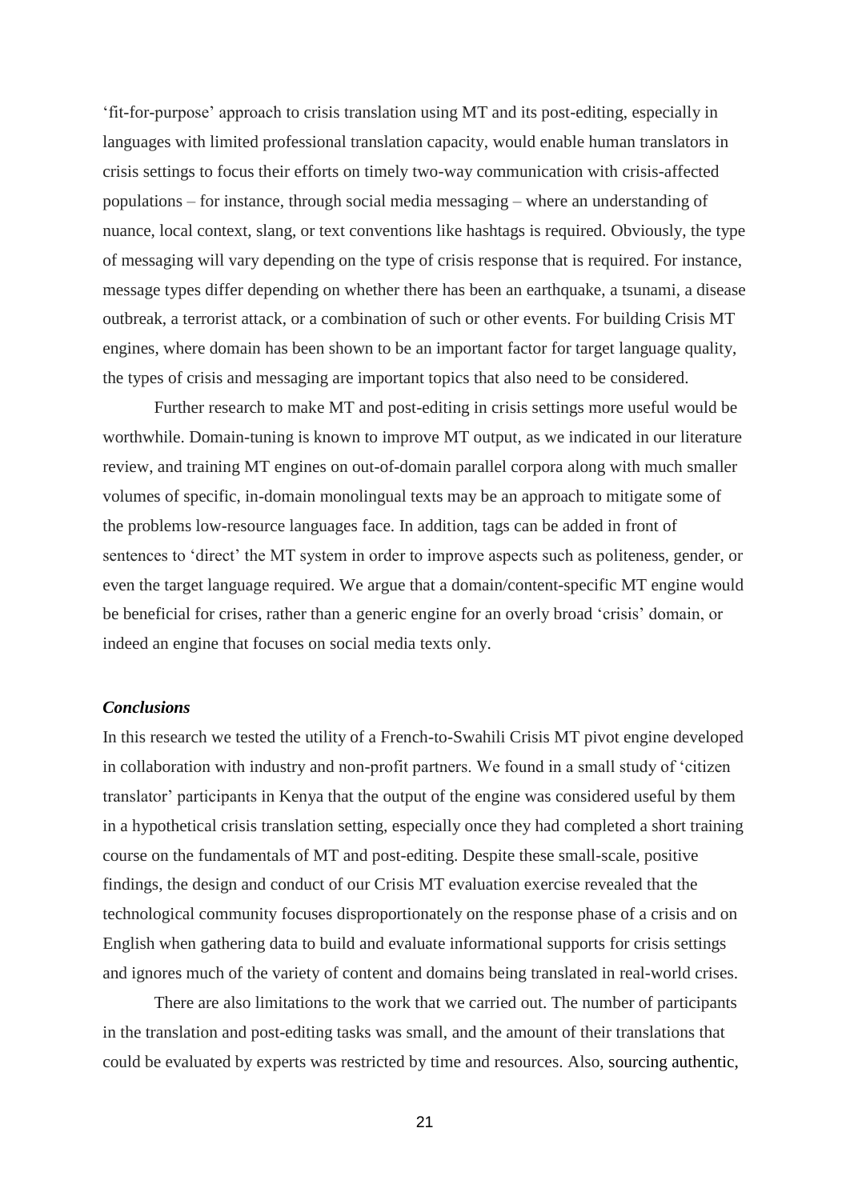'fit-for-purpose' approach to crisis translation using MT and its post-editing, especially in languages with limited professional translation capacity, would enable human translators in crisis settings to focus their efforts on timely two-way communication with crisis-affected populations – for instance, through social media messaging – where an understanding of nuance, local context, slang, or text conventions like hashtags is required. Obviously, the type of messaging will vary depending on the type of crisis response that is required. For instance, message types differ depending on whether there has been an earthquake, a tsunami, a disease outbreak, a terrorist attack, or a combination of such or other events. For building Crisis MT engines, where domain has been shown to be an important factor for target language quality, the types of crisis and messaging are important topics that also need to be considered.

Further research to make MT and post-editing in crisis settings more useful would be worthwhile. Domain-tuning is known to improve MT output, as we indicated in our literature review, and training MT engines on out-of-domain parallel corpora along with much smaller volumes of specific, in-domain monolingual texts may be an approach to mitigate some of the problems low-resource languages face. In addition, tags can be added in front of sentences to 'direct' the MT system in order to improve aspects such as politeness, gender, or even the target language required. We argue that a domain/content-specific MT engine would be beneficial for crises, rather than a generic engine for an overly broad 'crisis' domain, or indeed an engine that focuses on social media texts only.

### *Conclusions*

In this research we tested the utility of a French-to-Swahili Crisis MT pivot engine developed in collaboration with industry and non-profit partners. We found in a small study of 'citizen translator' participants in Kenya that the output of the engine was considered useful by them in a hypothetical crisis translation setting, especially once they had completed a short training course on the fundamentals of MT and post-editing. Despite these small-scale, positive findings, the design and conduct of our Crisis MT evaluation exercise revealed that the technological community focuses disproportionately on the response phase of a crisis and on English when gathering data to build and evaluate informational supports for crisis settings and ignores much of the variety of content and domains being translated in real-world crises.

There are also limitations to the work that we carried out. The number of participants in the translation and post-editing tasks was small, and the amount of their translations that could be evaluated by experts was restricted by time and resources. Also, sourcing authentic,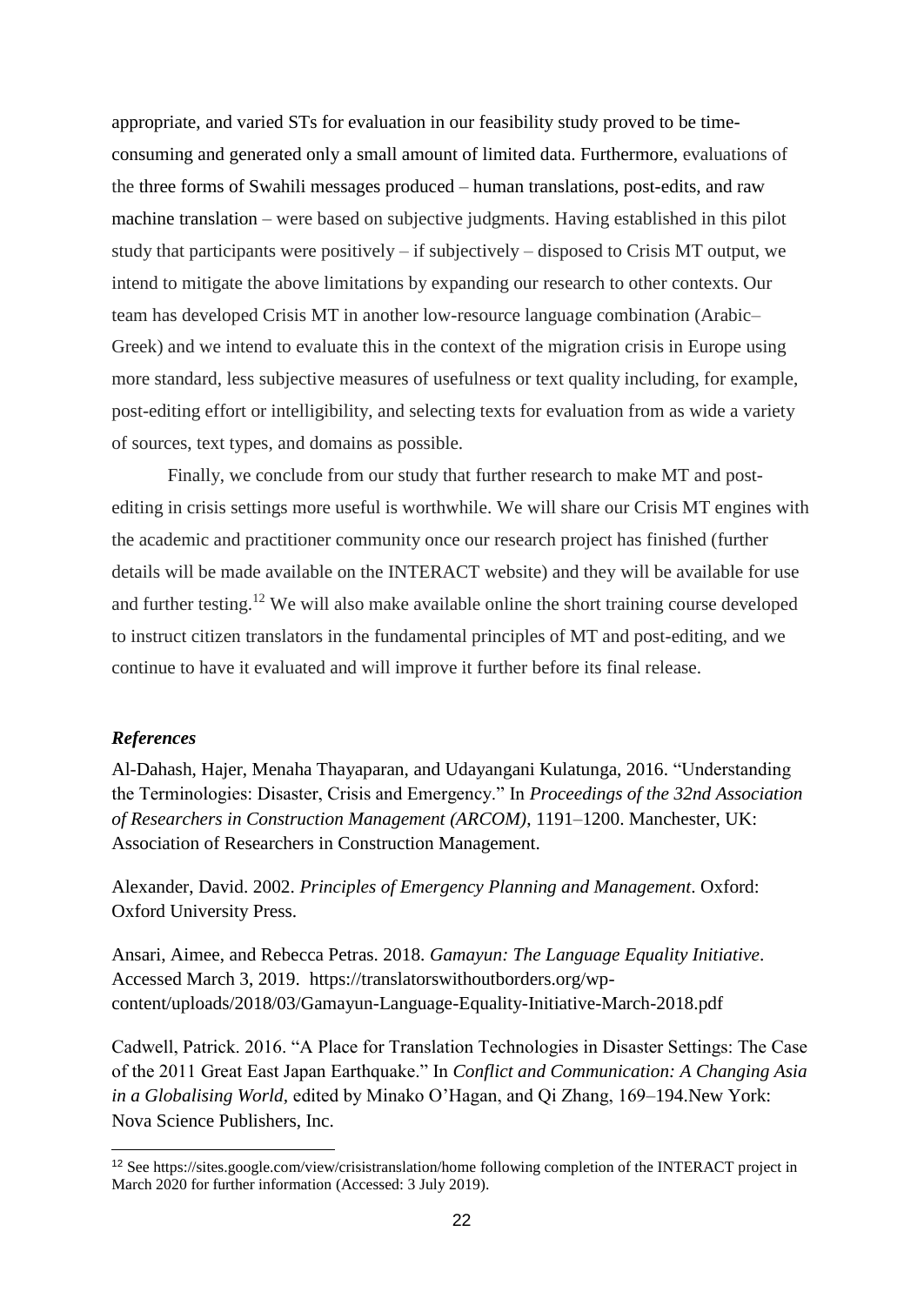appropriate, and varied STs for evaluation in our feasibility study proved to be time-consuming and generated only a small amount of limited data. Furthermore, evaluations of the three forms of Swahili messages produced – human translations, post-edits, and raw machine translation – were based on subjective judgments. Having established in this pilot study that participants were positively – if subjectively – disposed to Crisis MT output, we intend to mitigate the above limitations by expanding our research to other contexts. Our team has developed Crisis MT in another low-resource language combination (Arabic–Greek) and we intend to evaluate this in the context of the migration crisis in Europe using more standard, less subjective measures of usefulness or text quality including, for example, post-editing effort or intelligibility, and selecting texts for evaluation from as wide a variety of sources, text types, and domains as possible.

Finally, we conclude from our study that further research to make MT and post-editing in crisis settings more useful is worthwhile. We will share our Crisis MT engines with the academic and practitioner community once our research project has finished (further details will be made available on the INTERACT website) and they will be available for use and further testing.[12] We will also make available online the short training course developed to instruct citizen translators in the fundamental principles of MT and post-editing, and we continue to have it evaluated and will improve it further before its final release.

### *References*

Al-Dahash, Hajer, Menaha Thayaparan, and Udayangani Kulatunga, 2016. "Understanding the Terminologies: Disaster, Crisis and Emergency." In *Proceedings of the 32nd Association of Researchers in Construction Management (ARCOM)*, 1191–1200. Manchester, UK: Association of Researchers in Construction Management.

Alexander, David. 2002. *Principles of Emergency Planning and Management*. Oxford: Oxford University Press.

Ansari, Aimee, and Rebecca Petras. 2018. *Gamayun: The Language Equality Initiative*. Accessed March 3, 2019. https://translatorswithoutborders.org/wp-content/uploads/2018/03/Gamayun-Language-Equality-Initiative-March-2018.pdf

Cadwell, Patrick. 2016. "A Place for Translation Technologies in Disaster Settings: The Case of the 2011 Great East Japan Earthquake." In *Conflict and Communication: A Changing Asia in a Globalising World*, edited by Minako O'Hagan, and Qi Zhang, 169–194.New York: Nova Science Publishers, Inc.

---

[12] See https://sites.google.com/view/crisistranslation/home following completion of the INTERACT project in March 2020 for further information (Accessed: 3 July 2019).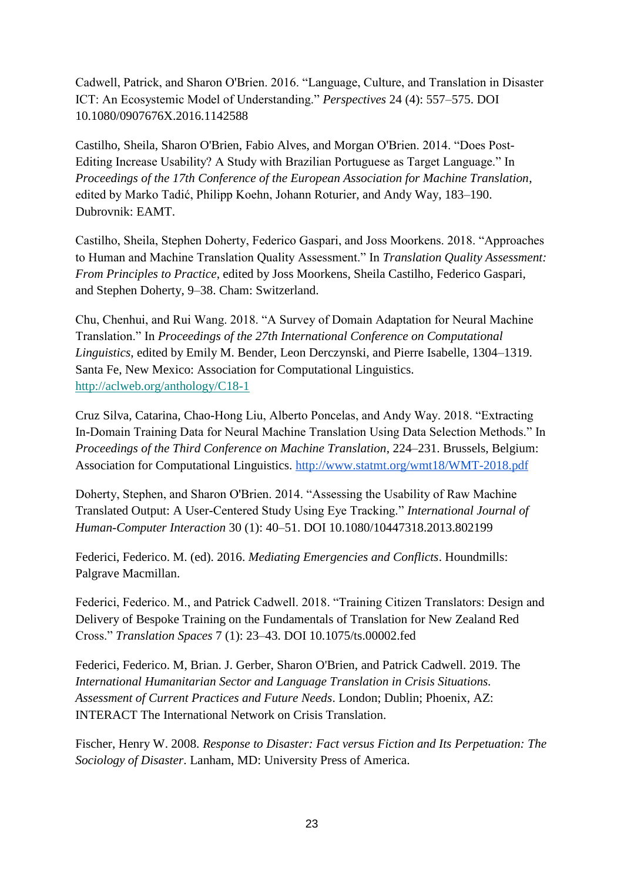Cadwell, Patrick, and Sharon O'Brien. 2016. "Language, Culture, and Translation in Disaster ICT: An Ecosystemic Model of Understanding." *Perspectives* 24 (4): 557–575. DOI 10.1080/0907676X.2016.1142588

Castilho, Sheila, Sharon O'Brien, Fabio Alves, and Morgan O'Brien. 2014. "Does Post-Editing Increase Usability? A Study with Brazilian Portuguese as Target Language." In *Proceedings of the 17th Conference of the European Association for Machine Translation*, edited by Marko Tadić, Philipp Koehn, Johann Roturier, and Andy Way, 183–190. Dubrovnik: EAMT.

Castilho, Sheila, Stephen Doherty, Federico Gaspari, and Joss Moorkens. 2018. "Approaches to Human and Machine Translation Quality Assessment." In *Translation Quality Assessment: From Principles to Practice*, edited by Joss Moorkens, Sheila Castilho, Federico Gaspari, and Stephen Doherty, 9–38. Cham: Switzerland.

Chu, Chenhui, and Rui Wang. 2018. "A Survey of Domain Adaptation for Neural Machine Translation." In *Proceedings of the 27th International Conference on Computational Linguistics*, edited by Emily M. Bender, Leon Derczynski, and Pierre Isabelle, 1304–1319. Santa Fe, New Mexico: Association for Computational Linguistics. http://aclweb.org/anthology/C18-1

Cruz Silva, Catarina, Chao-Hong Liu, Alberto Poncelas, and Andy Way. 2018. "Extracting In-Domain Training Data for Neural Machine Translation Using Data Selection Methods." In *Proceedings of the Third Conference on Machine Translation*, 224–231. Brussels, Belgium: Association for Computational Linguistics. http://www.statmt.org/wmt18/WMT-2018.pdf

Doherty, Stephen, and Sharon O'Brien. 2014. "Assessing the Usability of Raw Machine Translated Output: A User-Centered Study Using Eye Tracking." *International Journal of Human-Computer Interaction* 30 (1): 40–51. DOI 10.1080/10447318.2013.802199

Federici, Federico. M. (ed). 2016. *Mediating Emergencies and Conflicts*. Houndmills: Palgrave Macmillan.

Federici, Federico. M., and Patrick Cadwell. 2018. "Training Citizen Translators: Design and Delivery of Bespoke Training on the Fundamentals of Translation for New Zealand Red Cross." *Translation Spaces* 7 (1): 23–43. DOI 10.1075/ts.00002.fed

Federici, Federico. M, Brian. J. Gerber, Sharon O'Brien, and Patrick Cadwell. 2019. The *International Humanitarian Sector and Language Translation in Crisis Situations. Assessment of Current Practices and Future Needs*. London; Dublin; Phoenix, AZ: INTERACT The International Network on Crisis Translation.

Fischer, Henry W. 2008. *Response to Disaster: Fact versus Fiction and Its Perpetuation: The Sociology of Disaster*. Lanham, MD: University Press of America.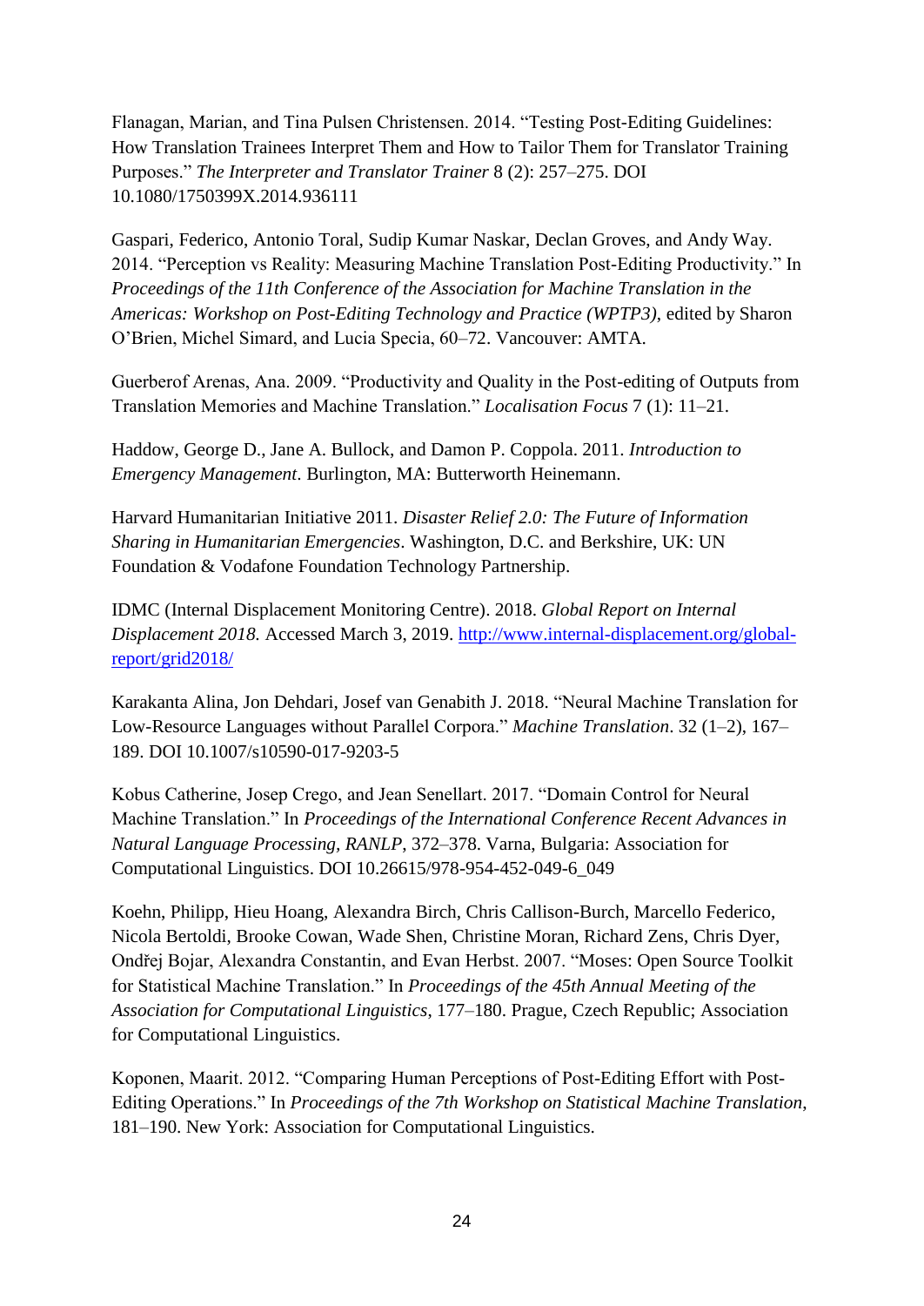Flanagan, Marian, and Tina Pulsen Christensen. 2014. “Testing Post-Editing Guidelines: How Translation Trainees Interpret Them and How to Tailor Them for Translator Training Purposes.” *The Interpreter and Translator Trainer* 8 (2): 257–275. DOI 10.1080/1750399X.2014.936111

Gaspari, Federico, Antonio Toral, Sudip Kumar Naskar, Declan Groves, and Andy Way. 2014. “Perception vs Reality: Measuring Machine Translation Post-Editing Productivity.” In *Proceedings of the 11th Conference of the Association for Machine Translation in the Americas: Workshop on Post-Editing Technology and Practice (WPTP3)*, edited by Sharon O’Brien, Michel Simard, and Lucia Specia, 60–72. Vancouver: AMTA.

Guerberof Arenas, Ana. 2009. “Productivity and Quality in the Post-editing of Outputs from Translation Memories and Machine Translation.” *Localisation Focus* 7 (1): 11–21.

Haddow, George D., Jane A. Bullock, and Damon P. Coppola. 2011. *Introduction to Emergency Management*. Burlington, MA: Butterworth Heinemann.

Harvard Humanitarian Initiative 2011. *Disaster Relief 2.0: The Future of Information Sharing in Humanitarian Emergencies*. Washington, D.C. and Berkshire, UK: UN Foundation & Vodafone Foundation Technology Partnership.

IDMC (Internal Displacement Monitoring Centre). 2018. *Global Report on Internal Displacement 2018.* Accessed March 3, 2019. [http://www.internal-displacement.org/global-report/grid2018/](http://www.internal-displacement.org/global-report/grid2018/)

Karakanta Alina, Jon Dehdari, Josef van Genabith J. 2018. “Neural Machine Translation for Low-Resource Languages without Parallel Corpora.” *Machine Translation*. 32 (1–2), 167–189. DOI 10.1007/s10590-017-9203-5

Kobus Catherine, Josep Crego, and Jean Senellart. 2017. “Domain Control for Neural Machine Translation.” In *Proceedings of the International Conference Recent Advances in Natural Language Processing, RANLP*, 372–378. Varna, Bulgaria: Association for Computational Linguistics. DOI 10.26615/978-954-452-049-6_049

Koehn, Philipp, Hieu Hoang, Alexandra Birch, Chris Callison-Burch, Marcello Federico, Nicola Bertoldi, Brooke Cowan, Wade Shen, Christine Moran, Richard Zens, Chris Dyer, Ondřej Bojar, Alexandra Constantin, and Evan Herbst. 2007. “Moses: Open Source Toolkit for Statistical Machine Translation.” In *Proceedings of the 45th Annual Meeting of the Association for Computational Linguistics*, 177–180. Prague, Czech Republic; Association for Computational Linguistics.

Koponen, Maarit. 2012. “Comparing Human Perceptions of Post-Editing Effort with Post-Editing Operations.” In *Proceedings of the 7th Workshop on Statistical Machine Translation*, 181–190. New York: Association for Computational Linguistics.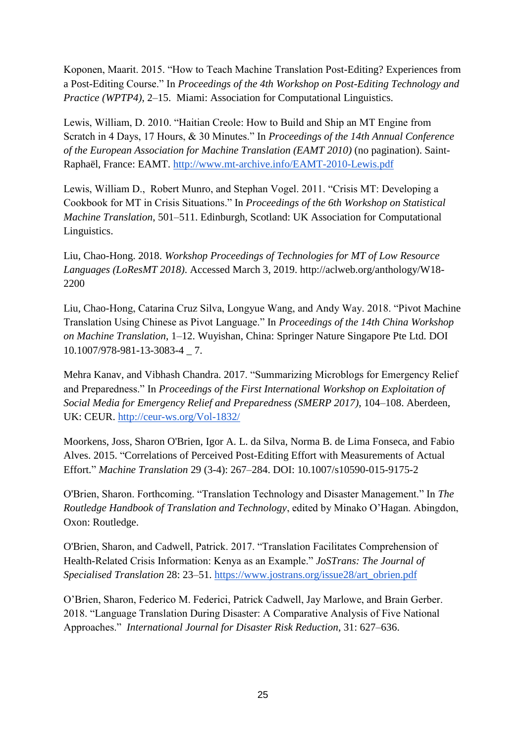Koponen, Maarit. 2015. “How to Teach Machine Translation Post-Editing? Experiences from a Post-Editing Course.” In *Proceedings of the 4th Workshop on Post-Editing Technology and Practice (WPTP4)*, 2–15. Miami: Association for Computational Linguistics.

Lewis, William, D. 2010. “Haitian Creole: How to Build and Ship an MT Engine from Scratch in 4 Days, 17 Hours, & 30 Minutes.” In *Proceedings of the 14th Annual Conference of the European Association for Machine Translation (EAMT 2010)* (no pagination). Saint-Raphaël, France: EAMT. http://www.mt-archive.info/EAMT-2010-Lewis.pdf

Lewis, William D., Robert Munro, and Stephan Vogel. 2011. “Crisis MT: Developing a Cookbook for MT in Crisis Situations.” In *Proceedings of the 6th Workshop on Statistical Machine Translation*, 501–511. Edinburgh, Scotland: UK Association for Computational Linguistics.

Liu, Chao-Hong. 2018. *Workshop Proceedings of Technologies for MT of Low Resource Languages (LoResMT 2018)*. Accessed March 3, 2019. http://aclweb.org/anthology/W18-2200

Liu, Chao-Hong, Catarina Cruz Silva, Longyue Wang, and Andy Way. 2018. “Pivot Machine Translation Using Chinese as Pivot Language.” In *Proceedings of the 14th China Workshop on Machine Translation*, 1–12. Wuyishan, China: Springer Nature Singapore Pte Ltd. DOI 10.1007/978-981-13-3083-4 _ 7.

Mehra Kanav, and Vibhash Chandra. 2017. “Summarizing Microblogs for Emergency Relief and Preparedness.” In *Proceedings of the First International Workshop on Exploitation of Social Media for Emergency Relief and Preparedness (SMERP 2017)*, 104–108. Aberdeen, UK: CEUR. http://ceur-ws.org/Vol-1832/

Moorkens, Joss, Sharon O'Brien, Igor A. L. da Silva, Norma B. de Lima Fonseca, and Fabio Alves. 2015. “Correlations of Perceived Post-Editing Effort with Measurements of Actual Effort.” *Machine Translation* 29 (3-4): 267–284. DOI: 10.1007/s10590-015-9175-2

O'Brien, Sharon. Forthcoming. “Translation Technology and Disaster Management.” In *The Routledge Handbook of Translation and Technology*, edited by Minako O’Hagan. Abingdon, Oxon: Routledge.

O'Brien, Sharon, and Cadwell, Patrick. 2017. “Translation Facilitates Comprehension of Health-Related Crisis Information: Kenya as an Example.” *JoSTrans: The Journal of Specialised Translation* 28: 23–51. https://www.jostrans.org/issue28/art_obrien.pdf

O’Brien, Sharon, Federico M. Federici, Patrick Cadwell, Jay Marlowe, and Brain Gerber. 2018. “Language Translation During Disaster: A Comparative Analysis of Five National Approaches.” *International Journal for Disaster Risk Reduction*, 31: 627–636.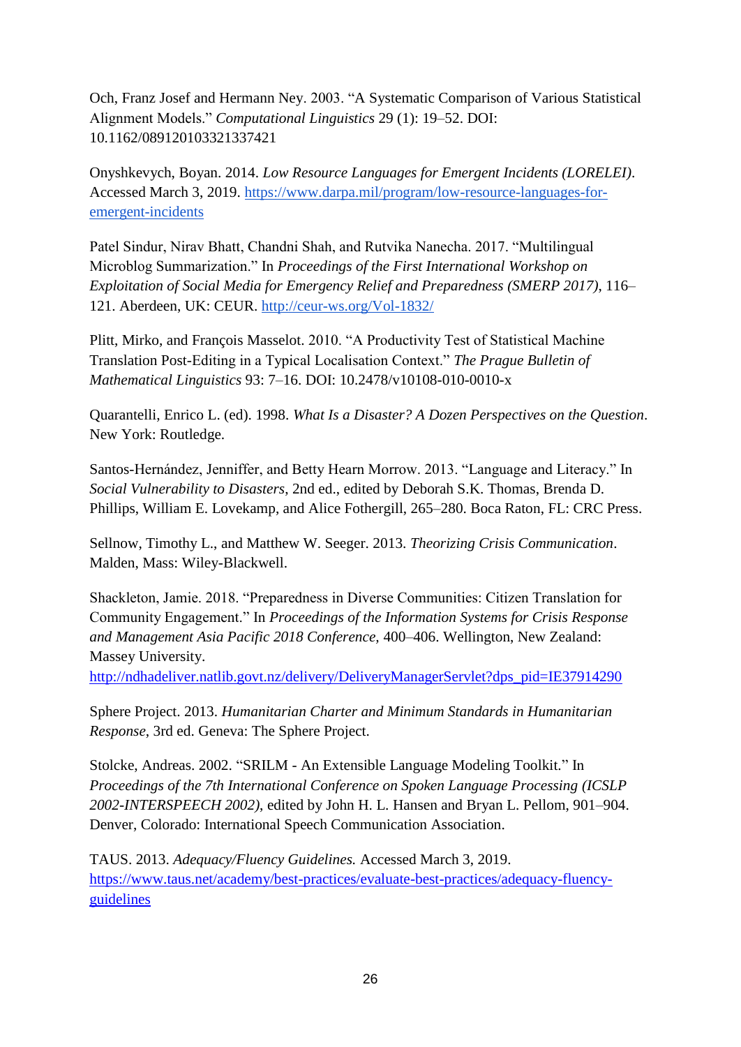Och, Franz Josef and Hermann Ney. 2003. "A Systematic Comparison of Various Statistical Alignment Models." *Computational Linguistics* 29 (1): 19–52. DOI: 10.1162/089120103321337421

Onyshkevych, Boyan. 2014. *Low Resource Languages for Emergent Incidents (LORELEI)*. Accessed March 3, 2019. https://www.darpa.mil/program/low-resource-languages-for-emergent-incidents

Patel Sindur, Nirav Bhatt, Chandni Shah, and Rutvika Nanecha. 2017. "Multilingual Microblog Summarization." In *Proceedings of the First International Workshop on Exploitation of Social Media for Emergency Relief and Preparedness (SMERP 2017)*, 116–121. Aberdeen, UK: CEUR. http://ceur-ws.org/Vol-1832/

Plitt, Mirko, and François Masselot. 2010. "A Productivity Test of Statistical Machine Translation Post-Editing in a Typical Localisation Context." *The Prague Bulletin of Mathematical Linguistics* 93: 7–16. DOI: 10.2478/v10108-010-0010-x

Quarantelli, Enrico L. (ed). 1998. *What Is a Disaster? A Dozen Perspectives on the Question*. New York: Routledge.

Santos-Hernández, Jenniffer, and Betty Hearn Morrow. 2013. "Language and Literacy." In *Social Vulnerability to Disasters*, 2nd ed., edited by Deborah S.K. Thomas, Brenda D. Phillips, William E. Lovekamp, and Alice Fothergill, 265–280. Boca Raton, FL: CRC Press.

Sellnow, Timothy L., and Matthew W. Seeger. 2013. *Theorizing Crisis Communication*. Malden, Mass: Wiley-Blackwell.

Shackleton, Jamie. 2018. "Preparedness in Diverse Communities: Citizen Translation for Community Engagement." In *Proceedings of the Information Systems for Crisis Response and Management Asia Pacific 2018 Conference*, 400–406. Wellington, New Zealand: Massey University. http://ndhadeliver.natlib.govt.nz/delivery/DeliveryManagerServlet?dps_pid=IE37914290

Sphere Project. 2013. *Humanitarian Charter and Minimum Standards in Humanitarian Response*, 3rd ed. Geneva: The Sphere Project.

Stolcke, Andreas. 2002. "SRILM - An Extensible Language Modeling Toolkit." In *Proceedings of the 7th International Conference on Spoken Language Processing (ICSLP 2002-INTERSPEECH 2002)*, edited by John H. L. Hansen and Bryan L. Pellom, 901–904. Denver, Colorado: International Speech Communication Association.

TAUS. 2013. *Adequacy/Fluency Guidelines.* Accessed March 3, 2019. https://www.taus.net/academy/best-practices/evaluate-best-practices/adequacy-fluency-guidelines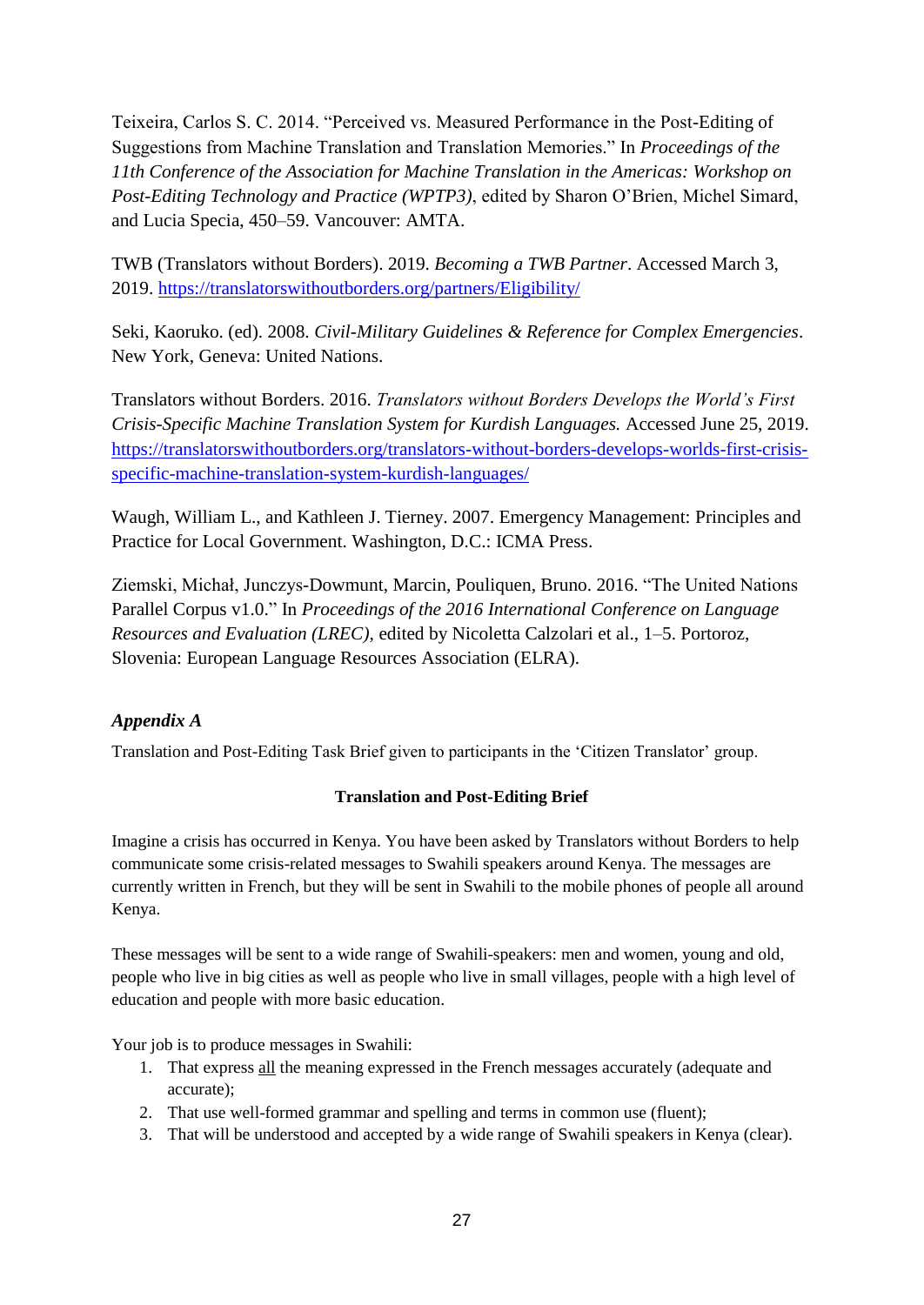Teixeira, Carlos S. C. 2014. "Perceived vs. Measured Performance in the Post-Editing of Suggestions from Machine Translation and Translation Memories." In *Proceedings of the 11th Conference of the Association for Machine Translation in the Americas: Workshop on Post-Editing Technology and Practice (WPTP3)*, edited by Sharon O'Brien, Michel Simard, and Lucia Specia, 450–59. Vancouver: AMTA.

TWB (Translators without Borders). 2019. *Becoming a TWB Partner*. Accessed March 3, 2019. https://translatorswithoutborders.org/partners/Eligibility/

Seki, Kaoruko. (ed). 2008. *Civil-Military Guidelines & Reference for Complex Emergencies*. New York, Geneva: United Nations.

Translators without Borders. 2016. *Translators without Borders Develops the World's First Crisis-Specific Machine Translation System for Kurdish Languages.* Accessed June 25, 2019. https://translatorswithoutborders.org/translators-without-borders-develops-worlds-first-crisis-specific-machine-translation-system-kurdish-languages/

Waugh, William L., and Kathleen J. Tierney. 2007. Emergency Management: Principles and Practice for Local Government. Washington, D.C.: ICMA Press.

Ziemski, Michał, Junczys-Dowmunt, Marcin, Pouliquen, Bruno. 2016. "The United Nations Parallel Corpus v1.0." In *Proceedings of the 2016 International Conference on Language Resources and Evaluation (LREC),* edited by Nicoletta Calzolari et al., 1–5. Portoroz, Slovenia: European Language Resources Association (ELRA).

## *Appendix A*

Translation and Post-Editing Task Brief given to participants in the 'Citizen Translator' group.

**Translation and Post-Editing Brief**

Imagine a crisis has occurred in Kenya. You have been asked by Translators without Borders to help communicate some crisis-related messages to Swahili speakers around Kenya. The messages are currently written in French, but they will be sent in Swahili to the mobile phones of people all around Kenya.

These messages will be sent to a wide range of Swahili-speakers: men and women, young and old, people who live in big cities as well as people who live in small villages, people with a high level of education and people with more basic education.

Your job is to produce messages in Swahili:

1. That express <u>all</u> the meaning expressed in the French messages accurately (adequate and accurate);
2. That use well-formed grammar and spelling and terms in common use (fluent);
3. That will be understood and accepted by a wide range of Swahili speakers in Kenya (clear).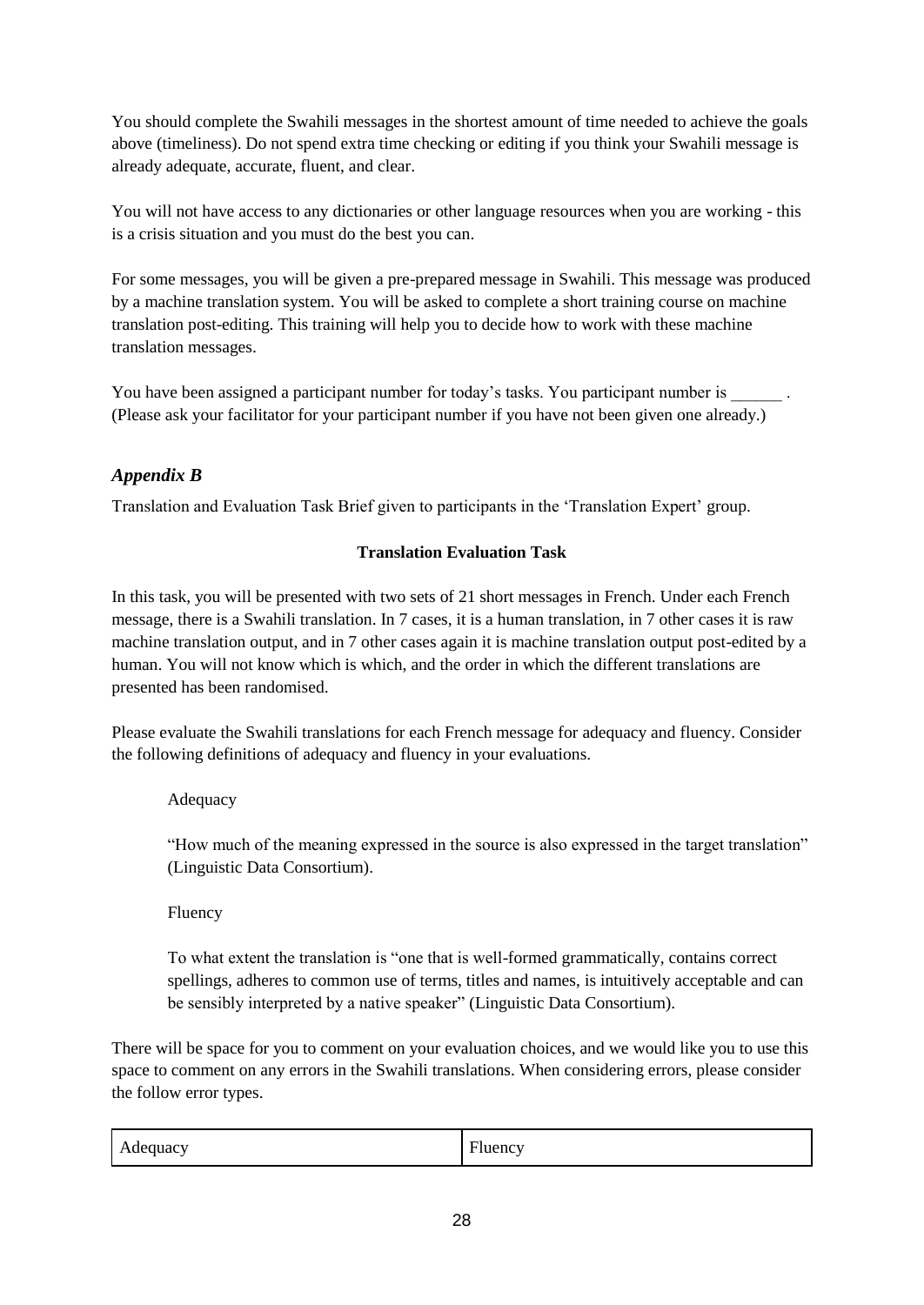You should complete the Swahili messages in the shortest amount of time needed to achieve the goals above (timeliness). Do not spend extra time checking or editing if you think your Swahili message is already adequate, accurate, fluent, and clear.

You will not have access to any dictionaries or other language resources when you are working - this is a crisis situation and you must do the best you can.

For some messages, you will be given a pre-prepared message in Swahili. This message was produced by a machine translation system. You will be asked to complete a short training course on machine translation post-editing. This training will help you to decide how to work with these machine translation messages.

You have been assigned a participant number for today's tasks. You participant number is ______ . (Please ask your facilitator for your participant number if you have not been given one already.)

## *Appendix B*

Translation and Evaluation Task Brief given to participants in the 'Translation Expert' group.

**Translation Evaluation Task**

In this task, you will be presented with two sets of 21 short messages in French. Under each French message, there is a Swahili translation. In 7 cases, it is a human translation, in 7 other cases it is raw machine translation output, and in 7 other cases again it is machine translation output post-edited by a human. You will not know which is which, and the order in which the different translations are presented has been randomised.

Please evaluate the Swahili translations for each French message for adequacy and fluency. Consider the following definitions of adequacy and fluency in your evaluations.

> Adequacy
>
> "How much of the meaning expressed in the source is also expressed in the target translation" (Linguistic Data Consortium).
>
> Fluency
>
> To what extent the translation is "one that is well-formed grammatically, contains correct spellings, adheres to common use of terms, titles and names, is intuitively acceptable and can be sensibly interpreted by a native speaker" (Linguistic Data Consortium).

There will be space for you to comment on your evaluation choices, and we would like you to use this space to comment on any errors in the Swahili translations. When considering errors, please consider the follow error types.

| Adequacy | Fluency |
| --- | --- |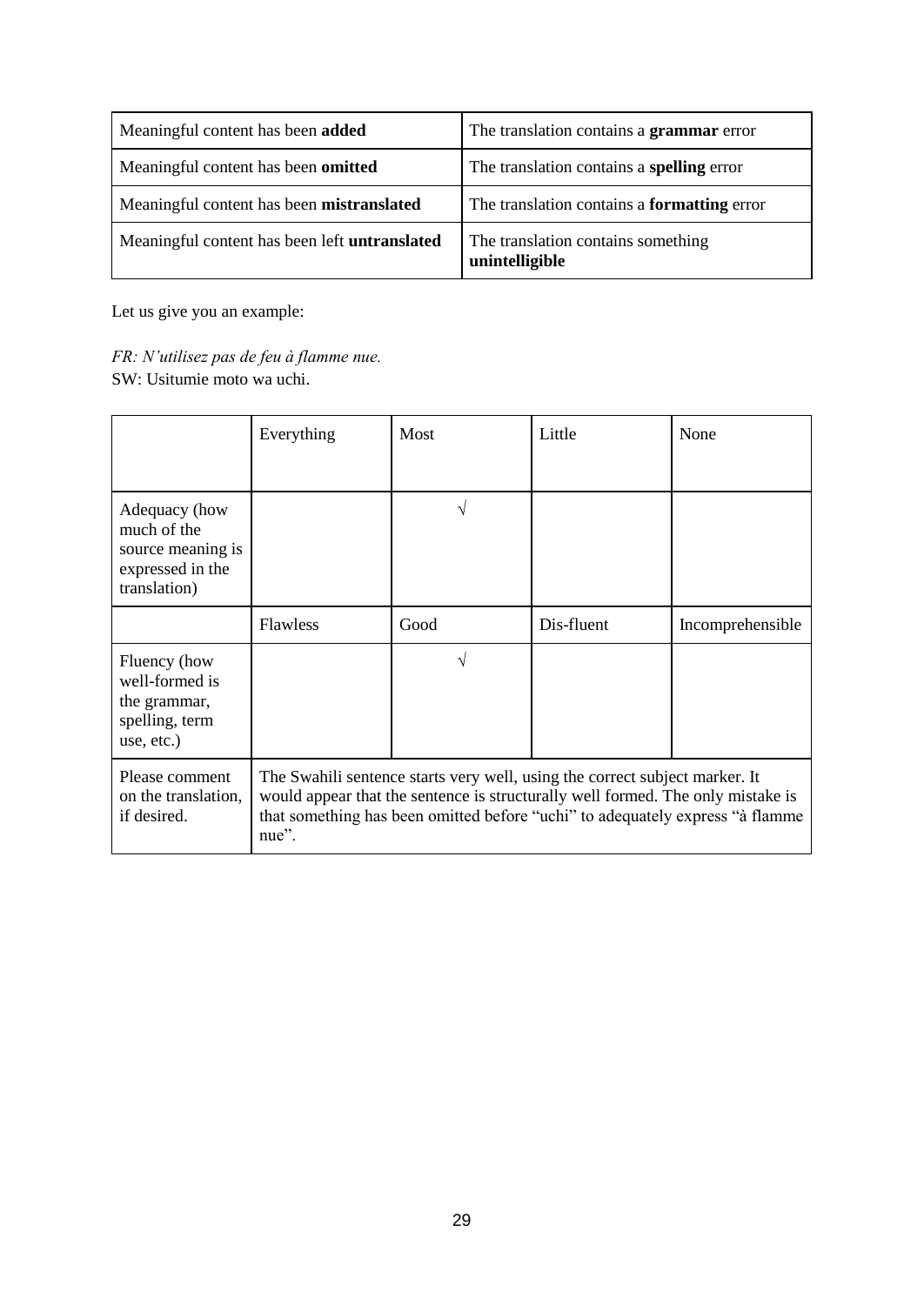| Meaningful content has been **added** | The translation contains a **grammar** error |
|---|---|
| Meaningful content has been **omitted** | The translation contains a **spelling** error |
| Meaningful content has been **mistranslated** | The translation contains a **formatting** error |
| Meaningful content has been left **untranslated** | The translation contains something **unintelligible** |

Let us give you an example:

*FR: N'utilisez pas de feu à flamme nue.*
SW: Usitumie moto wa uchi.

| | Everything | Most | Little | None |
|---|---|---|---|---|
| Adequacy (how much of the source meaning is expressed in the translation) | | √ | | |
| | Flawless | Good | Dis-fluent | Incomprehensible |
| Fluency (how well-formed is the grammar, spelling, term use, etc.) | | √ | | |
| Please comment on the translation, if desired. | The Swahili sentence starts very well, using the correct subject marker. It would appear that the sentence is structurally well formed. The only mistake is that something has been omitted before "uchi" to adequately express "à flamme nue". | | | |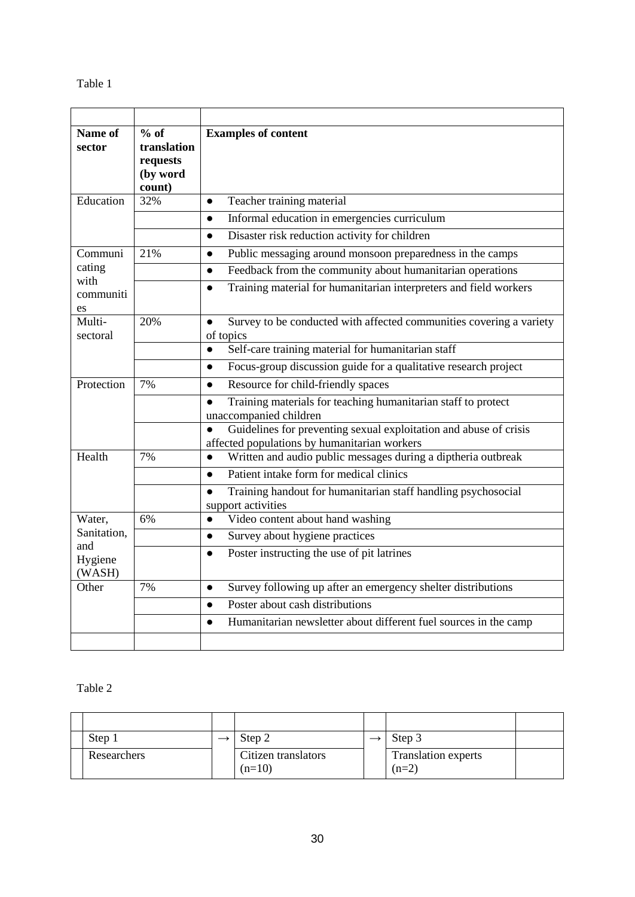Table 1

| Name of sector | % of translation requests (by word count) | Examples of content |
|---|---|---|
| Education | 32% | ● Teacher training material |
| | | ● Informal education in emergencies curriculum |
| | | ● Disaster risk reduction activity for children |
| Communicating with communities | 21% | ● Public messaging around monsoon preparedness in the camps |
| | | ● Feedback from the community about humanitarian operations |
| | | ● Training material for humanitarian interpreters and field workers |
| Multi-sectoral | 20% | ● Survey to be conducted with affected communities covering a variety of topics |
| | | ● Self-care training material for humanitarian staff |
| | | ● Focus-group discussion guide for a qualitative research project |
| Protection | 7% | ● Resource for child-friendly spaces |
| | | ● Training materials for teaching humanitarian staff to protect unaccompanied children |
| | | ● Guidelines for preventing sexual exploitation and abuse of crisis affected populations by humanitarian workers |
| Health | 7% | ● Written and audio public messages during a diptheria outbreak |
| | | ● Patient intake form for medical clinics |
| | | ● Training handout for humanitarian staff handling psychosocial support activities |
| Water, Sanitation, and Hygiene (WASH) | 6% | ● Video content about hand washing |
| | | ● Survey about hygiene practices |
| | | ● Poster instructing the use of pit latrines |
| Other | 7% | ● Survey following up after an emergency shelter distributions |
| | | ● Poster about cash distributions |
| | | ● Humanitarian newsletter about different fuel sources in the camp |

Table 2

| Step 1 | → | Step 2 | → | Step 3 |
|---|---|---|---|---|
| Researchers | | Citizen translators (n=10) | | Translation experts (n=2) |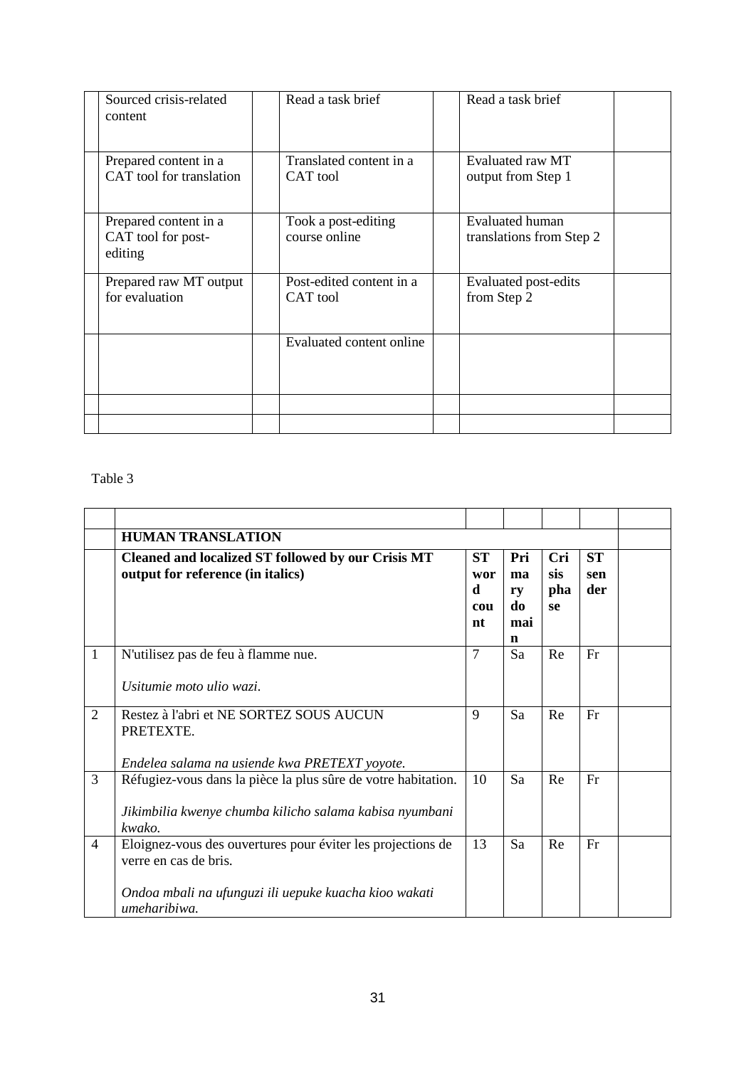| | | | | | | |
|---|---|---|---|---|---|---|
| | Sourced crisis-related content | | Read a task brief | | Read a task brief | |
| | Prepared content in a CAT tool for translation | | Translated content in a CAT tool | | Evaluated raw MT output from Step 1 | |
| | Prepared content in a CAT tool for post-editing | | Took a post-editing course online | | Evaluated human translations from Step 2 | |
| | Prepared raw MT output for evaluation | | Post-edited content in a CAT tool | | Evaluated post-edits from Step 2 | |
| | | | Evaluated content online | | | |
| | | | | | | |
| | | | | | | |

Table 3

| | | | | | | |
|---|---|---|---|---|---|---|
| | **HUMAN TRANSLATION** | | | | | |
| | **Cleaned and localized ST followed by our Crisis MT output for reference (in italics)** | **ST word count** | **Primary domain** | **Crisis phase** | **ST sender** | |
| 1 | N'utilisez pas de feu à flamme nue.<br><br>*Usitumie moto ulio wazi.* | 7 | Sa | Re | Fr | |
| 2 | Restez à l'abri et NE SORTEZ SOUS AUCUN PRETEXTE.<br><br>*Endelea salama na usiende kwa PRETEXT yoyote.* | 9 | Sa | Re | Fr | |
| 3 | Réfugiez-vous dans la pièce la plus sûre de votre habitation.<br><br>*Jikimbilia kwenye chumba kilicho salama kabisa nyumbani kwako.* | 10 | Sa | Re | Fr | |
| 4 | Eloignez-vous des ouvertures pour éviter les projections de verre en cas de bris.<br><br>*Ondoa mbali na ufunguzi ili uepuke kuacha kioo wakati umeharibiwa.* | 13 | Sa | Re | Fr | |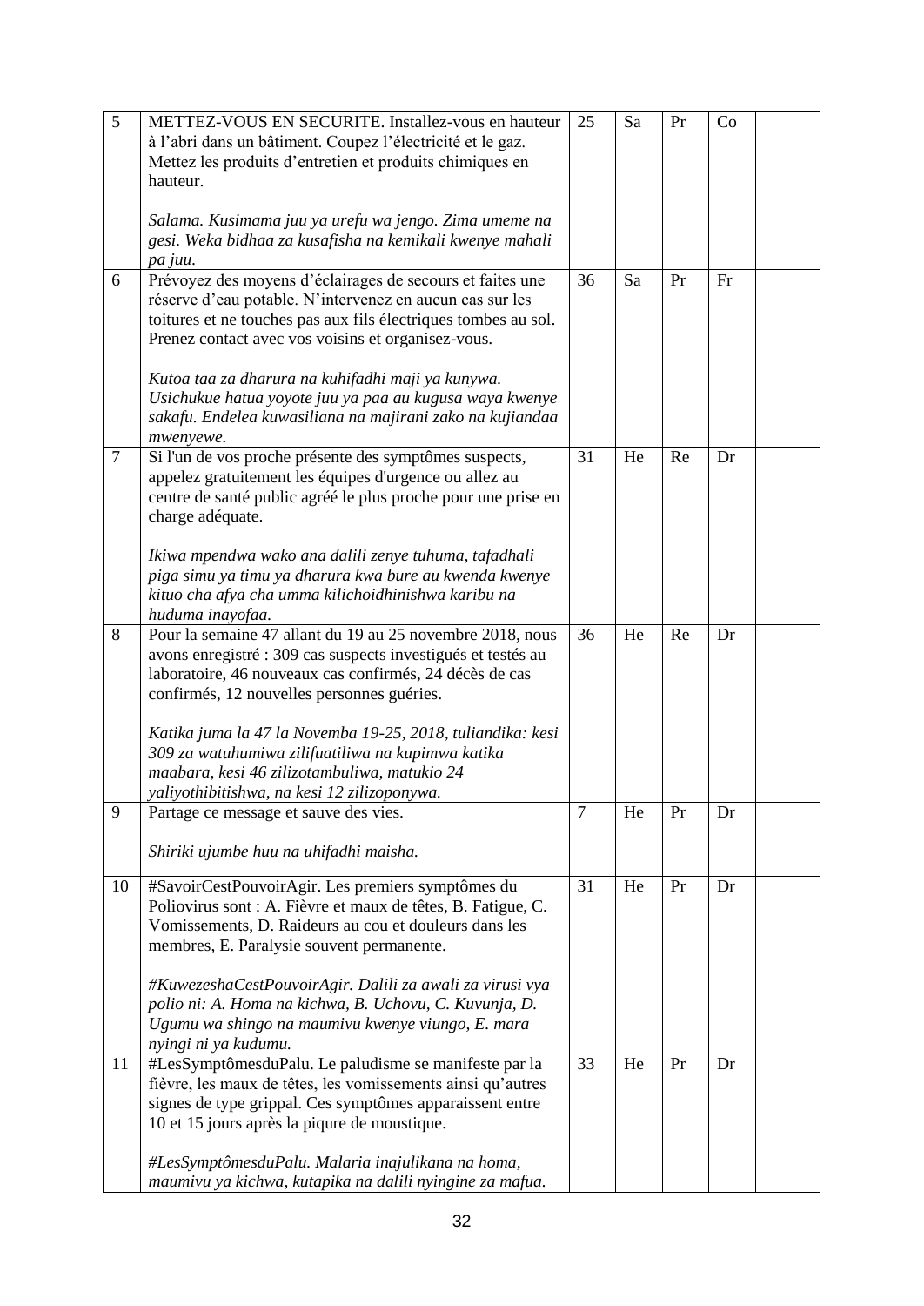| 5 | METTEZ-VOUS EN SECURITE. Installez-vous en hauteur à l'abri dans un bâtiment. Coupez l'électricité et le gaz. Mettez les produits d'entretien et produits chimiques en hauteur.<br><br>*Salama. Kusimama juu ya urefu wa jengo. Zima umeme na gesi. Weka bidhaa za kusafisha na kemikali kwenye mahali pa juu.* | 25 | Sa | Pr | Co | |
|---|---|---|---|---|---|---|
| 6 | Prévoyez des moyens d'éclairages de secours et faites une réserve d'eau potable. N'intervenez en aucun cas sur les toitures et ne touches pas aux fils électriques tombes au sol. Prenez contact avec vos voisins et organisez-vous.<br><br>*Kutoa taa za dharura na kuhifadhi maji ya kunywa. Usichukue hatua yoyote juu ya paa au kugusa waya kwenye sakafu. Endelea kuwasiliana na majirani zako na kujiandaa mwenyewe.* | 36 | Sa | Pr | Fr | |
| 7 | Si l'un de vos proche présente des symptômes suspects, appelez gratuitement les équipes d'urgence ou allez au centre de santé public agréé le plus proche pour une prise en charge adéquate.<br><br>*Ikiwa mpendwa wako ana dalili zenye tuhuma, tafadhali piga simu ya timu ya dharura kwa bure au kwenda kwenye kituo cha afya cha umma kilichoidhinishwa karibu na huduma inayofaa.* | 31 | He | Re | Dr | |
| 8 | Pour la semaine 47 allant du 19 au 25 novembre 2018, nous avons enregistré : 309 cas suspects investigués et testés au laboratoire, 46 nouveaux cas confirmés, 24 décès de cas confirmés, 12 nouvelles personnes guéries.<br><br>*Katika juma la 47 la Novemba 19-25, 2018, tuliandika: kesi 309 za watuhumiwa zilifuatiliwa na kupimwa katika maabara, kesi 46 zilizotambuliwa, matukio 24 yaliyothibitishwa, na kesi 12 zilizoponywa.* | 36 | He | Re | Dr | |
| 9 | Partage ce message et sauve des vies.<br><br>*Shiriki ujumbe huu na uhifadhi maisha.* | 7 | He | Pr | Dr | |
| 10 | #SavoirCestPouvoirAgir. Les premiers symptômes du Poliovirus sont : A. Fièvre et maux de têtes, B. Fatigue, C. Vomissements, D. Raideurs au cou et douleurs dans les membres, E. Paralysie souvent permanente.<br><br>*#KuwezeshaCestPouvoirAgir. Dalili za awali za virusi vya polio ni: A. Homa na kichwa, B. Uchovu, C. Kuvunja, D. Ugumu wa shingo na maumivu kwenye viungo, E. mara nyingi ni ya kudumu.* | 31 | He | Pr | Dr | |
| 11 | #LesSymptômesduPalu. Le paludisme se manifeste par la fièvre, les maux de têtes, les vomissements ainsi qu'autres signes de type grippal. Ces symptômes apparaissent entre 10 et 15 jours après la piqure de moustique.<br><br>*#LesSymptômesduPalu. Malaria inajulikana na homa, maumivu ya kichwa, kutapika na dalili nyingine za mafua.* | 33 | He | Pr | Dr | |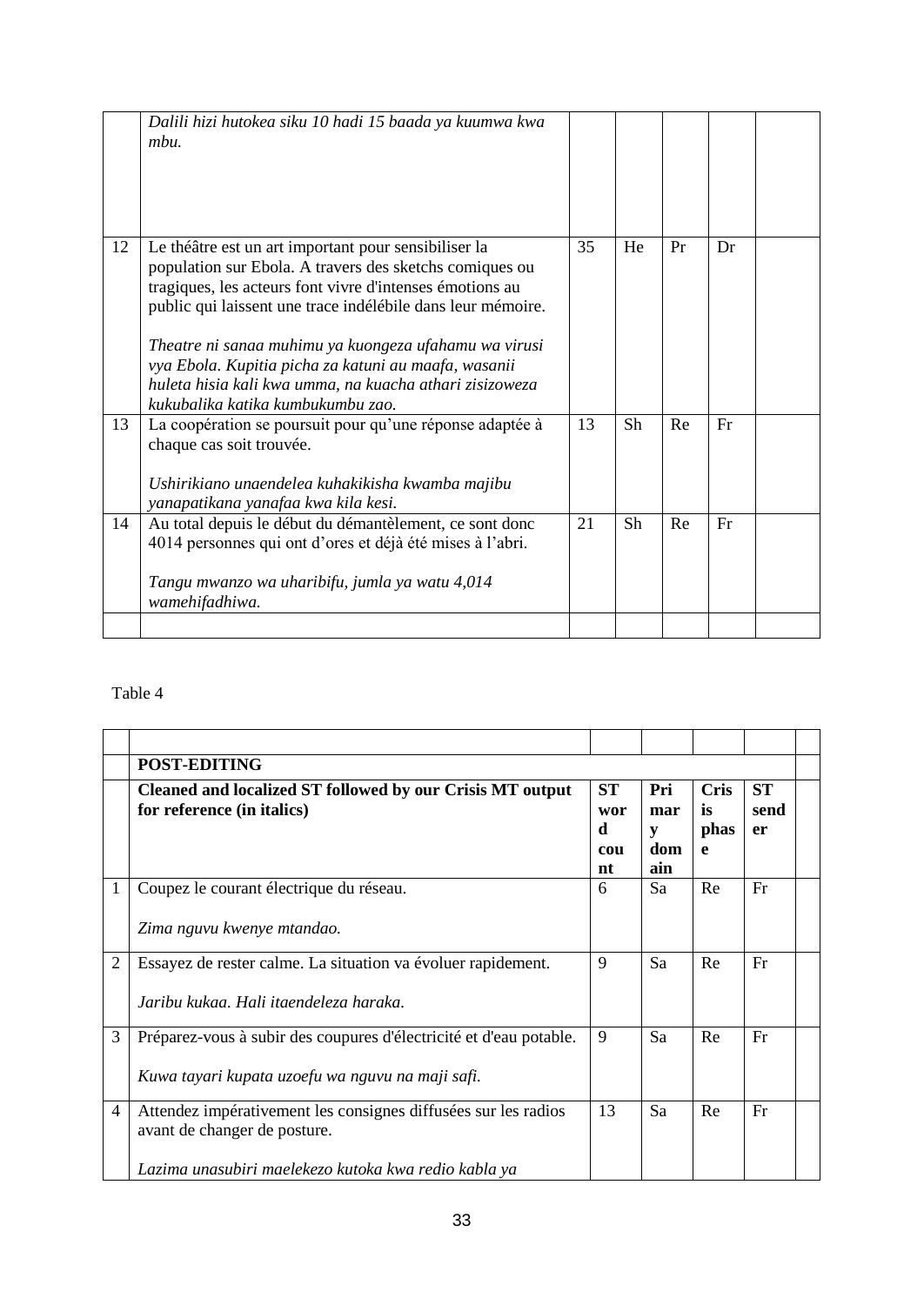| | | | | | | |
|---|---|---|---|---|---|---|
| | *Dalili hizi hutokea siku 10 hadi 15 baada ya kuumwa kwa mbu.* | | | | | |
| 12 | Le théâtre est un art important pour sensibiliser la population sur Ebola. A travers des sketchs comiques ou tragiques, les acteurs font vivre d'intenses émotions au public qui laissent une trace indélébile dans leur mémoire.<br><br>*Theatre ni sanaa muhimu ya kuongeza ufahamu wa virusi vya Ebola. Kupitia picha za katuni au maafa, wasanii huleta hisia kali kwa umma, na kuacha athari zisizoweza kukubalika katika kumbukumbu zao.* | 35 | He | Pr | Dr | |
| 13 | La coopération se poursuit pour qu'une réponse adaptée à chaque cas soit trouvée.<br><br>*Ushirikiano unaendelea kuhakikisha kwamba majibu yanapatikana yanafaa kwa kila kesi.* | 13 | Sh | Re | Fr | |
| 14 | Au total depuis le début du démantèlement, ce sont donc 4014 personnes qui ont d'ores et déjà été mises à l'abri.<br><br>*Tangu mwanzo wa uharibifu, jumla ya watu 4,014 wamehifadhiwa.* | 21 | Sh | Re | Fr | |
| | | | | | | |

Table 4

| | | | | | | |
|---|---|---|---|---|---|---|
| | **POST-EDITING** | | | | | |
| | **Cleaned and localized ST followed by our Crisis MT output for reference (in italics)** | **ST word count** | **Primary domain** | **Crisis phase** | **ST sender** | |
| 1 | Coupez le courant électrique du réseau.<br><br>*Zima nguvu kwenye mtandao.* | 6 | Sa | Re | Fr | |
| 2 | Essayez de rester calme. La situation va évoluer rapidement.<br><br>*Jaribu kukaa. Hali itaendeleza haraka.* | 9 | Sa | Re | Fr | |
| 3 | Préparez-vous à subir des coupures d'électricité et d'eau potable.<br><br>*Kuwa tayari kupata uzoefu wa nguvu na maji safi.* | 9 | Sa | Re | Fr | |
| 4 | Attendez impérativement les consignes diffusées sur les radios avant de changer de posture.<br><br>*Lazima unasubiri maelekezo kutoka kwa redio kabla ya* | 13 | Sa | Re | Fr | |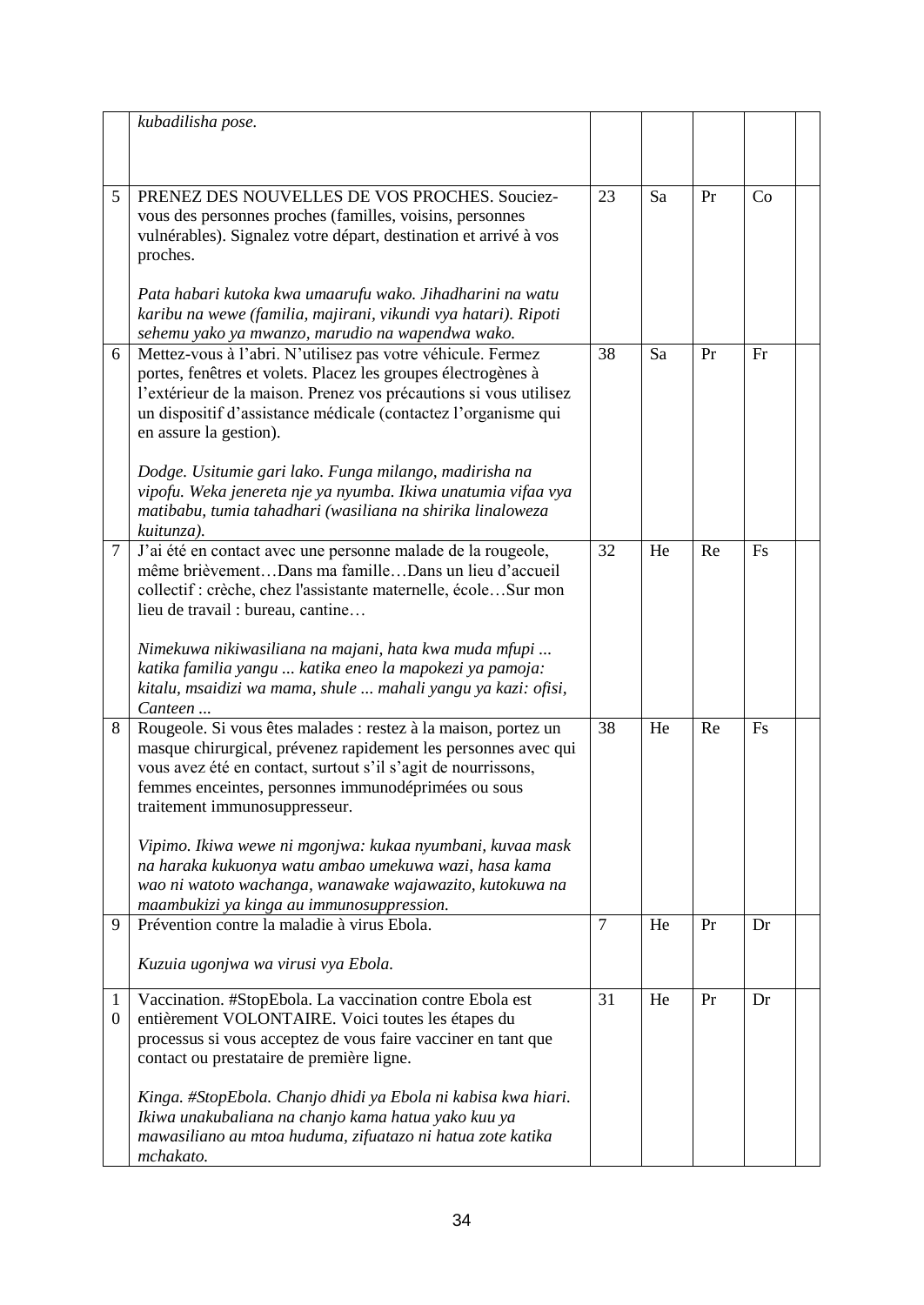| | | | | | | |
|---|---|---|---|---|---|---|
| | *kubadilisha pose.* | | | | | |
| 5 | PRENEZ DES NOUVELLES DE VOS PROCHES. Souciez-vous des personnes proches (familles, voisins, personnes vulnérables). Signalez votre départ, destination et arrivé à vos proches.<br><br>*Pata habari kutoka kwa umaarufu wako. Jihadharini na watu karibu na wewe (familia, majirani, vikundi vya hatari). Ripoti sehemu yako ya mwanzo, marudio na wapendwa wako.* | 23 | Sa | Pr | Co | |
| 6 | Mettez-vous à l'abri. N'utilisez pas votre véhicule. Fermez portes, fenêtres et volets. Placez les groupes électrogènes à l'extérieur de la maison. Prenez vos précautions si vous utilisez un dispositif d'assistance médicale (contactez l'organisme qui en assure la gestion).<br><br>*Dodge. Usitumie gari lako. Funga milango, madirisha na vipofu. Weka jenereta nje ya nyumba. Ikiwa unatumia vifaa vya matibabu, tumia tahadhari (wasiliana na shirika linaloweza kuitunza).* | 38 | Sa | Pr | Fr | |
| 7 | J'ai été en contact avec une personne malade de la rougeole, même brièvement…Dans ma famille…Dans un lieu d'accueil collectif : crèche, chez l'assistante maternelle, école…Sur mon lieu de travail : bureau, cantine…<br><br>*Nimekuwa nikiwasiliana na majani, hata kwa muda mfupi ... katika familia yangu ... katika eneo la mapokezi ya pamoja: kitalu, msaidizi wa mama, shule ... mahali yangu ya kazi: ofisi, Canteen ...* | 32 | He | Re | Fs | |
| 8 | Rougeole. Si vous êtes malades : restez à la maison, portez un masque chirurgical, prévenez rapidement les personnes avec qui vous avez été en contact, surtout s'il s'agit de nourrissons, femmes enceintes, personnes immunodéprimées ou sous traitement immunosuppresseur.<br><br>*Vipimo. Ikiwa wewe ni mgonjwa: kukaa nyumbani, kuvaa mask na haraka kukuonya watu ambao umekuwa wazi, hasa kama wao ni watoto wachanga, wanawake wajawazito, kutokuwa na maambukizi ya kinga au immunosuppression.* | 38 | He | Re | Fs | |
| 9 | Prévention contre la maladie à virus Ebola.<br><br>*Kuzuia ugonjwa wa virusi vya Ebola.* | 7 | He | Pr | Dr | |
| 10 | Vaccination. #StopEbola. La vaccination contre Ebola est entièrement VOLONTAIRE. Voici toutes les étapes du processus si vous acceptez de vous faire vacciner en tant que contact ou prestataire de première ligne.<br><br>*Kinga. #StopEbola. Chanjo dhidi ya Ebola ni kabisa kwa hiari. Ikiwa unakubaliana na chanjo kama hatua yako kuu ya mawasiliano au mtoa huduma, zifuatazo ni hatua zote katika mchakato.* | 31 | He | Pr | Dr | |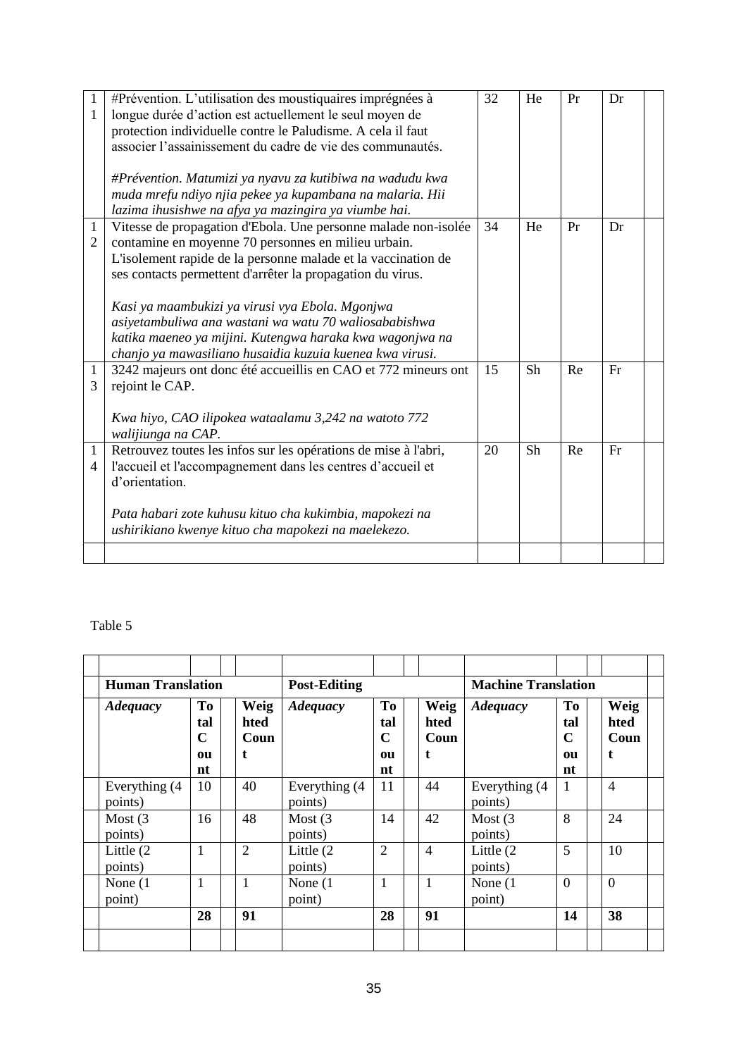| 11 | #Prévention. L'utilisation des moustiquaires imprégnées à longue durée d'action est actuellement le seul moyen de protection individuelle contre le Paludisme. A cela il faut associer l'assainissement du cadre de vie des communautés.<br><br>*#Prévention. Matumizi ya nyavu za kutibiwa na wadudu kwa muda mrefu ndiyo njia pekee ya kupambana na malaria. Hii lazima ihusishwe na afya ya mazingira ya viumbe hai.* | 32 | He | Pr | Dr | |
|---|---|---|---|---|---|---|
| 12 | Vitesse de propagation d'Ebola. Une personne malade non-isolée contamine en moyenne 70 personnes en milieu urbain. L'isolement rapide de la personne malade et la vaccination de ses contacts permettent d'arrêter la propagation du virus.<br><br>*Kasi ya maambukizi ya virusi vya Ebola. Mgonjwa asiyetambuliwa ana wastani wa watu 70 waliosababishwa katika maeneo ya mijini. Kutengwa haraka kwa wagonjwa na chanjo ya mawasiliano husaidia kuzuia kuenea kwa virusi.* | 34 | He | Pr | Dr | |
| 13 | 3242 majeurs ont donc été accueillis en CAO et 772 mineurs ont rejoint le CAP.<br><br>*Kwa hiyo, CAO ilipokea wataalamu 3,242 na watoto 772 walijiunga na CAP.* | 15 | Sh | Re | Fr | |
| 14 | Retrouvez toutes les infos sur les opérations de mise à l'abri, l'accueil et l'accompagnement dans les centres d'accueil et d'orientation.<br><br>*Pata habari zote kuhusu kituo cha kukimbia, mapokezi na ushirikiano kwenye kituo cha mapokezi na maelekezo.* | 20 | Sh | Re | Fr | |
| | | | | | | |

Table 5

| Human Translation | | | Post-Editing | | | Machine Translation | | |
|---|---|---|---|---|---|---|---|---|
| ***Adequacy*** | **Total Count** | **Weighted Count** | ***Adequacy*** | **Total Count** | **Weighted Count** | ***Adequacy*** | **Total Count** | **Weighted Count** |
| Everything (4 points) | 10 | 40 | Everything (4 points) | 11 | 44 | Everything (4 points) | 1 | 4 |
| Most (3 points) | 16 | 48 | Most (3 points) | 14 | 42 | Most (3 points) | 8 | 24 |
| Little (2 points) | 1 | 2 | Little (2 points) | 2 | 4 | Little (2 points) | 5 | 10 |
| None (1 point) | 1 | 1 | None (1 point) | 1 | 1 | None (1 point) | 0 | 0 |
| | **28** | **91** | | **28** | **91** | | **14** | **38** |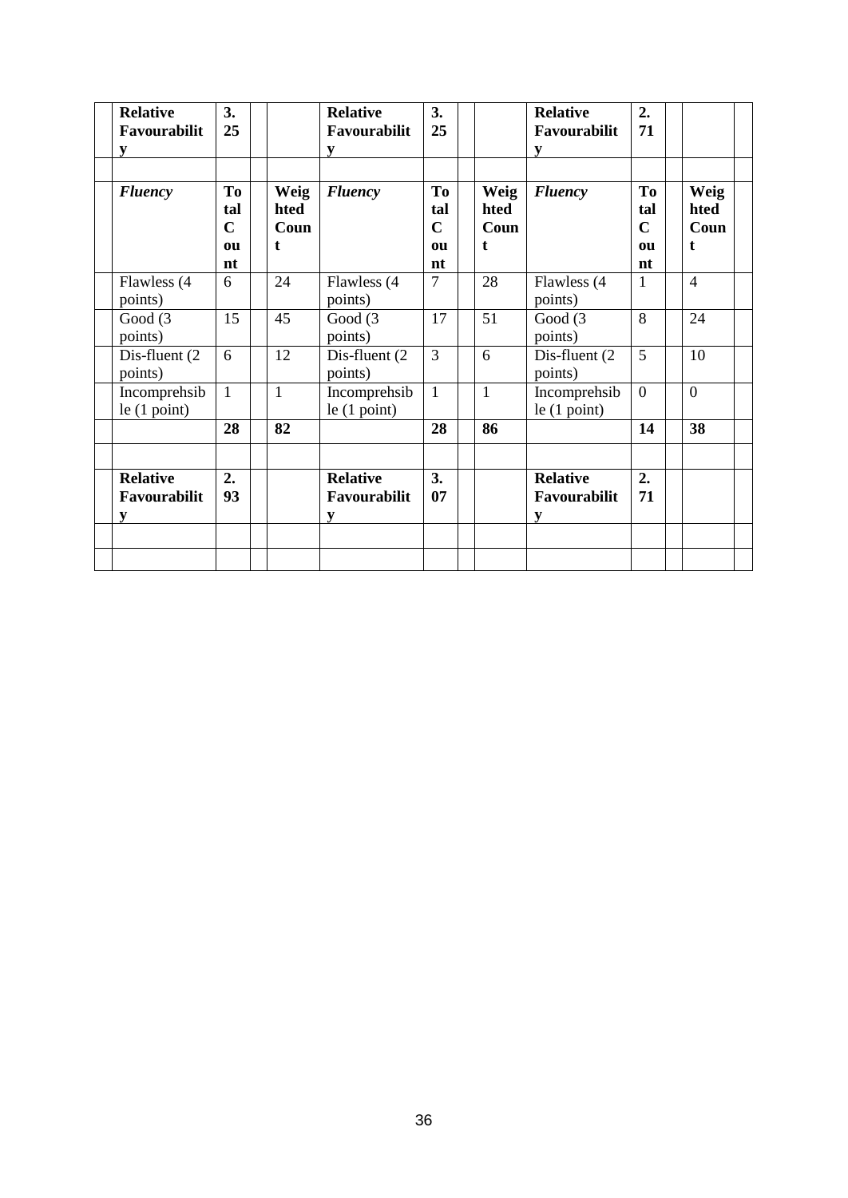| | | | | | | | | | | | | | |
|---|---|---|---|---|---|---|---|---|---|---|---|---|---|
| | **Relative Favourability** | **3.25** | | | **Relative Favourability** | **3.25** | | | **Relative Favourability** | **2.71** | | | |
| | | | | | | | | | | | | | |
| | ***Fluency*** | **Total Count** | | **Weighted Count** | ***Fluency*** | **Total Count** | | **Weighted Count** | ***Fluency*** | **Total Count** | | **Weighted Count** | |
| | Flawless (4 points) | 6 | | 24 | Flawless (4 points) | 7 | | 28 | Flawless (4 points) | 1 | | 4 | |
| | Good (3 points) | 15 | | 45 | Good (3 points) | 17 | | 51 | Good (3 points) | 8 | | 24 | |
| | Dis-fluent (2 points) | 6 | | 12 | Dis-fluent (2 points) | 3 | | 6 | Dis-fluent (2 points) | 5 | | 10 | |
| | Incomprehsible (1 point) | 1 | | 1 | Incomprehsible (1 point) | 1 | | 1 | Incomprehsible (1 point) | 0 | | 0 | |
| | | **28** | | **82** | | **28** | | **86** | | **14** | | **38** | |
| | | | | | | | | | | | | | |
| | **Relative Favourability** | **2.93** | | | **Relative Favourability** | **3.07** | | | **Relative Favourability** | **2.71** | | | |
| | | | | | | | | | | | | | |
| | | | | | | | | | | | | | |